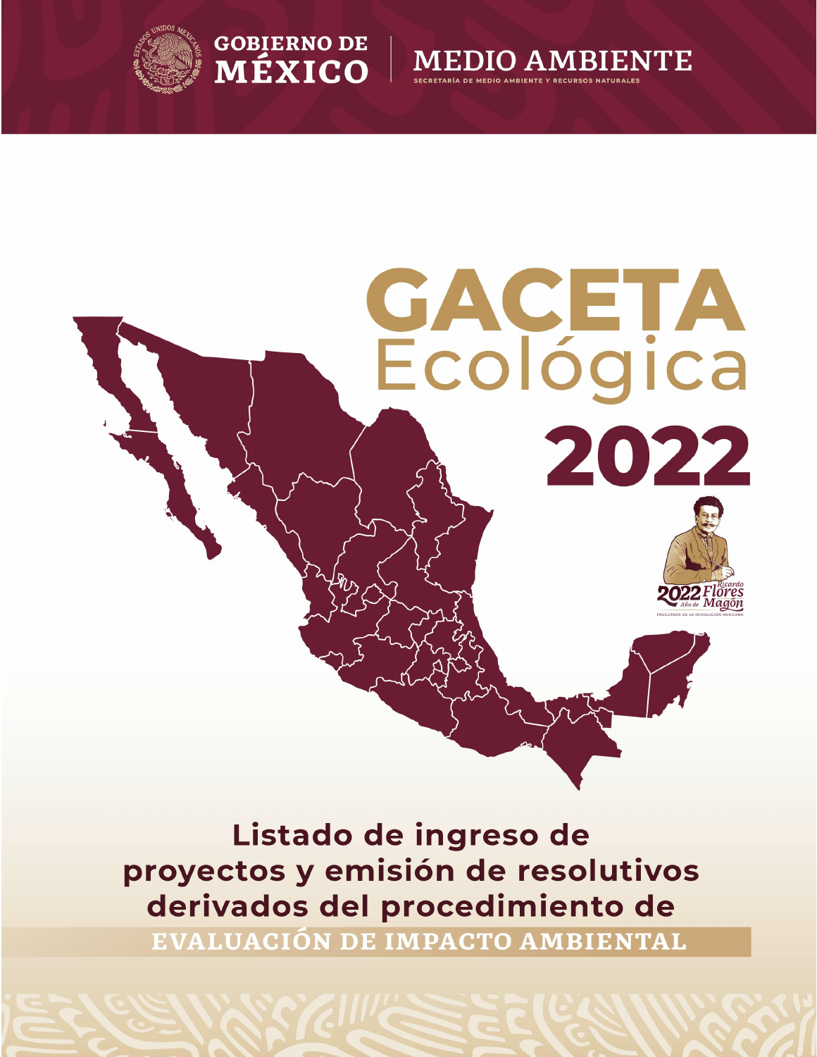GOBIERNO DE MÉXICO | MEDIO AMBIENTE

SECRETARÍA DE MEDIO AMBIENTE Y RECURSOS NATURALES

# GACETA Ecológica 2022

2022 Año de Ricardo Flores Magón

PRECURSOR DE LA REVOLUCIÓN MEXICANA

## Listado de ingreso de proyectos y emisión de resolutivos derivados del procedimiento de EVALUACIÓN DE IMPACTO AMBIENTAL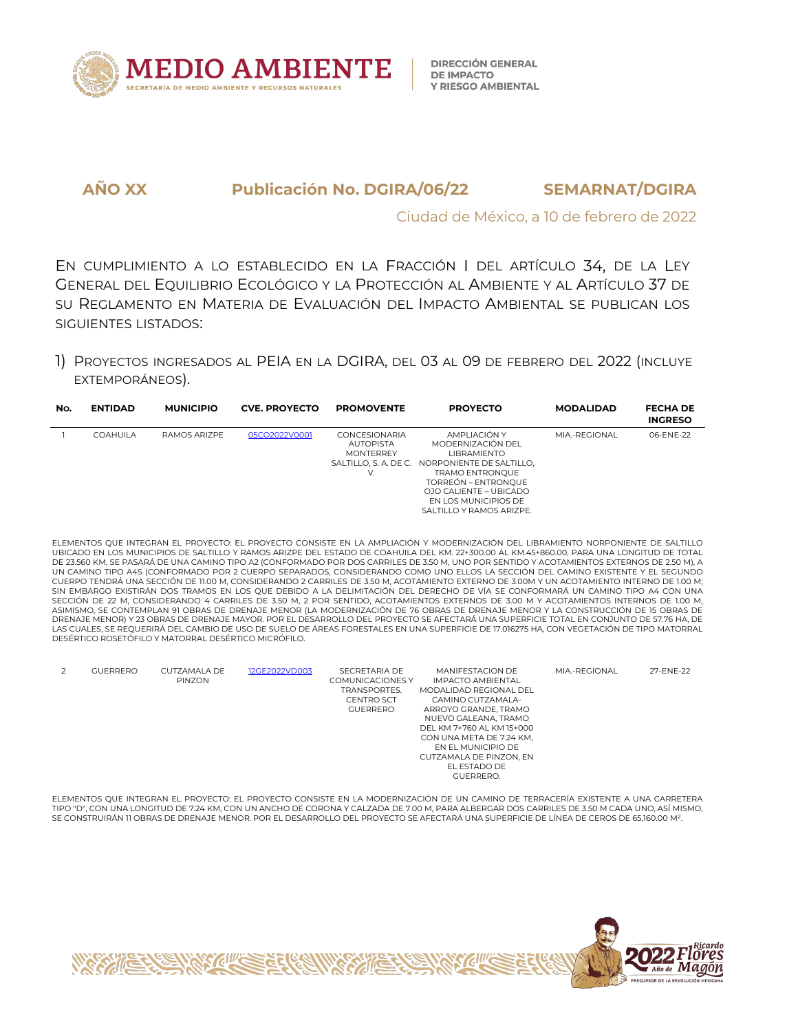**AÑO XX** **Publicación No. DGIRA/06/22** **SEMARNAT/DGIRA**

Ciudad de México, a 10 de febrero de 2022

EN CUMPLIMIENTO A LO ESTABLECIDO EN LA FRACCIÓN I DEL ARTÍCULO 34, DE LA LEY GENERAL DEL EQUILIBRIO ECOLÓGICO Y LA PROTECCIÓN AL AMBIENTE Y AL ARTÍCULO 37 DE SU REGLAMENTO EN MATERIA DE EVALUACIÓN DEL IMPACTO AMBIENTAL SE PUBLICAN LOS SIGUIENTES LISTADOS:

1) PROYECTOS INGRESADOS AL PEIA EN LA DGIRA, DEL 03 AL 09 DE FEBRERO DEL 2022 (INCLUYE EXTEMPORÁNEOS).

| No. | ENTIDAD | MUNICIPIO | CVE. PROYECTO | PROMOVENTE | PROYECTO | MODALIDAD | FECHA DE INGRESO |
|---|---|---|---|---|---|---|---|
| 1 | COAHUILA | RAMOS ARIZPE | 05CO2022V0001 | CONCESIONARIA AUTOPISTA MONTERREY SALTILLO, S. A. DE C. V. | AMPLIACIÓN Y MODERNIZACIÓN DEL LIBRAMIENTO NORPONIENTE DE SALTILLO, TRAMO ENTRONQUE TORREÓN – ENTRONQUE OJO CALIENTE – UBICADO EN LOS MUNICIPIOS DE SALTILLO Y RAMOS ARIZPE. | MIA.-REGIONAL | 06-ENE-22 |

ELEMENTOS QUE INTEGRAN EL PROYECTO: EL PROYECTO CONSISTE EN LA AMPLIACIÓN Y MODERNIZACIÓN DEL LIBRAMIENTO NORPONIENTE DE SALTILLO UBICADO EN LOS MUNICIPIOS DE SALTILLO Y RAMOS ARIZPE DEL ESTADO DE COAHUILA DEL KM. 22+300.00 AL KM.45+860.00, PARA UNA LONGITUD DE TOTAL DE 23.560 KM, SE PASARÁ DE UNA CAMINO TIPO A2 (CONFORMADO POR DOS CARRILES DE 3.50 M, UNO POR SENTIDO Y ACOTAMIENTOS EXTERNOS DE 2.50 M), A UN CAMINO TIPO A4S (CONFORMADO POR 2 CUERPO SEPARADOS, CONSIDERANDO COMO UNO ELLOS LA SECCIÓN DEL CAMINO EXISTENTE Y EL SEGUNDO CUERPO TENDRÁ UNA SECCIÓN DE 11.00 M, CONSIDERANDO 2 CARRILES DE 3.50 M, ACOTAMIENTO EXTERNO DE 3.00M Y UN ACOTAMIENTO INTERNO DE 1.00 M; SIN EMBARGO EXISTIRÁN DOS TRAMOS EN LOS QUE DEBIDO A LA DELIMITACIÓN DEL DERECHO DE VÍA SE CONFORMARÁ UN CAMINO TIPO A4 CON UNA SECCIÓN DE 22 M, CONSIDERANDO 4 CARRILES DE 3.50 M, 2 POR SENTIDO, ACOTAMIENTOS EXTERNOS DE 3.00 M Y ACOTAMIENTOS INTERNOS DE 1.00 M, ASIMISMO, SE CONTEMPLAN 91 OBRAS DE DRENAJE MENOR (LA MODERNIZACIÓN DE 76 OBRAS DE DRENAJE MENOR Y LA CONSTRUCCIÓN DE 15 OBRAS DE DRENAJE MENOR) Y 23 OBRAS DE DRENAJE MAYOR. POR EL DESARROLLO DEL PROYECTO SE AFECTARÁ UNA SUPERFICIE TOTAL EN CONJUNTO DE 57.76 HA, DE LAS CUALES, SE REQUERIRÁ DEL CAMBIO DE USO DE SUELO DE ÁREAS FORESTALES EN UNA SUPERFICIE DE 17.016275 HA, CON VEGETACIÓN DE TIPO MATORRAL DESÉRTICO ROSETÓFILO Y MATORRAL DESÉRTICO MICRÓFILO.

| No. | ENTIDAD | MUNICIPIO | CVE. PROYECTO | PROMOVENTE | PROYECTO | MODALIDAD | FECHA DE INGRESO |
|---|---|---|---|---|---|---|---|
| 2 | GUERRERO | CUTZAMALA DE PINZON | 12GE2022VD003 | SECRETARIA DE COMUNICACIONES Y TRANSPORTES. CENTRO SCT GUERRERO | MANIFESTACION DE IMPACTO AMBIENTAL MODALIDAD REGIONAL DEL CAMINO CUTZAMALA-ARROYO GRANDE, TRAMO NUEVO GALEANA, TRAMO DEL KM 7+760 AL KM 15+000 CON UNA META DE 7.24 KM, EN EL MUNICIPIO DE CUTZAMALA DE PINZON, EN EL ESTADO DE GUERRERO. | MIA.-REGIONAL | 27-ENE-22 |

ELEMENTOS QUE INTEGRAN EL PROYECTO: EL PROYECTO CONSISTE EN LA MODERNIZACIÓN DE UN CAMINO DE TERRACERÍA EXISTENTE A UNA CARRETERA TIPO "D", CON UNA LONGITUD DE 7.24 KM, CON UN ANCHO DE CORONA Y CALZADA DE 7.00 M, PARA ALBERGAR DOS CARRILES DE 3.50 M CADA UNO, ASÍ MISMO, SE CONSTRUIRÁN 11 OBRAS DE DRENAJE MENOR. POR EL DESARROLLO DEL PROYECTO SE AFECTARÁ UNA SUPERFICIE DE LÍNEA DE CEROS DE 65,160.00 M².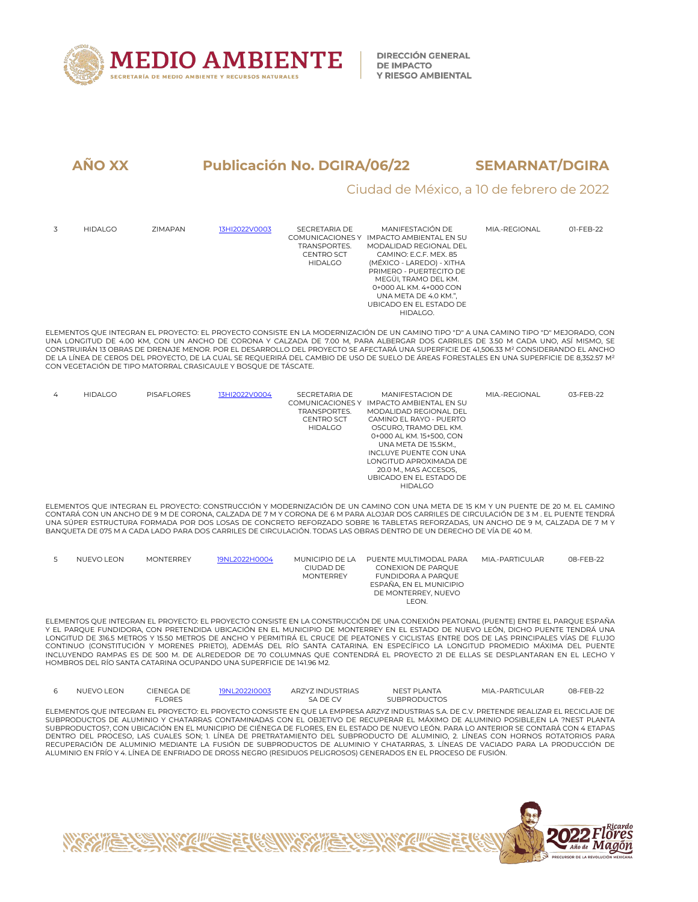**AÑO XX** **Publicación No. DGIRA/06/22** **SEMARNAT/DGIRA**

Ciudad de México, a 10 de febrero de 2022

| | | | | | | | |
|---|---|---|---|---|---|---|---|
| 3 | HIDALGO | ZIMAPAN | 13HI2022V0003 | SECRETARIA DE COMUNICACIONES Y TRANSPORTES. CENTRO SCT HIDALGO | MANIFESTACIÓN DE IMPACTO AMBIENTAL EN SU MODALIDAD REGIONAL DEL CAMINO: E.C.F. MEX. 85 (MÉXICO - LAREDO) - XITHA PRIMERO - PUERTECITO DE MEGÜI, TRAMO DEL KM. 0+000 AL KM. 4+000 CON UNA META DE 4.0 KM.", UBICADO EN EL ESTADO DE HIDALGO. | MIA.-REGIONAL | 01-FEB-22 |

ELEMENTOS QUE INTEGRAN EL PROYECTO: EL PROYECTO CONSISTE EN LA MODERNIZACIÓN DE UN CAMINO TIPO "D" A UNA CAMINO TIPO "D" MEJORADO, CON UNA LONGITUD DE 4.00 KM, CON UN ANCHO DE CORONA Y CALZADA DE 7.00 M, PARA ALBERGAR DOS CARRILES DE 3.50 M CADA UNO, ASÍ MISMO, SE CONSTRUIRÁN 13 OBRAS DE DRENAJE MENOR. POR EL DESARROLLO DEL PROYECTO SE AFECTARÁ UNA SUPERFICIE DE 41,506.33 M² CONSIDERANDO EL ANCHO DE LA LÍNEA DE CEROS DEL PROYECTO, DE LA CUAL SE REQUERIRÁ DEL CAMBIO DE USO DE SUELO DE ÁREAS FORESTALES EN UNA SUPERFICIE DE 8,352.57 M² CON VEGETACIÓN DE TIPO MATORRAL CRASICAULE Y BOSQUE DE TÁSCATE.

| | | | | | | | |
|---|---|---|---|---|---|---|---|
| 4 | HIDALGO | PISAFLORES | 13HI2022V0004 | SECRETARIA DE COMUNICACIONES Y TRANSPORTES. CENTRO SCT HIDALGO | MANIFESTACION DE IMPACTO AMBIENTAL EN SU MODALIDAD REGIONAL DEL CAMINO EL RAYO - PUERTO OSCURO, TRAMO DEL KM. 0+000 AL KM. 15+500, CON UNA META DE 15.5KM., INCLUYE PUENTE CON UNA LONGITUD APROXIMADA DE 20.0 M., MAS ACCESOS, UBICADO EN EL ESTADO DE HIDALGO | MIA.-REGIONAL | 03-FEB-22 |

ELEMENTOS QUE INTEGRAN EL PROYECTO: CONSTRUCCIÓN Y MODERNIZACIÓN DE UN CAMINO CON UNA META DE 15 KM Y UN PUENTE DE 20 M. EL CAMINO CONTARÁ CON UN ANCHO DE 9 M DE CORONA, CALZADA DE 7 M Y CORONA DE 6 M PARA ALOJAR DOS CARRILES DE CIRCULACIÓN DE 3 M . EL PUENTE TENDRÁ UNA SÚPER ESTRUCTURA FORMADA POR DOS LOSAS DE CONCRETO REFORZADO SOBRE 16 TABLETAS REFORZADAS, UN ANCHO DE 9 M, CALZADA DE 7 M Y BANQUETA DE 075 M A CADA LADO PARA DOS CARRILES DE CIRCULACIÓN. TODAS LAS OBRAS DENTRO DE UN DERECHO DE VÍA DE 40 M.

| | | | | | | | |
|---|---|---|---|---|---|---|---|
| 5 | NUEVO LEON | MONTERREY | 19NL2022H0004 | MUNICIPIO DE LA CIUDAD DE MONTERREY | PUENTE MULTIMODAL PARA CONEXION DE PARQUE FUNDIDORA A PARQUE ESPAÑA, EN EL MUNICIPIO DE MONTERREY, NUEVO LEON. | MIA.-PARTICULAR | 08-FEB-22 |

ELEMENTOS QUE INTEGRAN EL PROYECTO: EL PROYECTO CONSISTE EN LA CONSTRUCCIÓN DE UNA CONEXIÓN PEATONAL (PUENTE) ENTRE EL PARQUE ESPAÑA Y EL PARQUE FUNDIDORA, CON PRETENDIDA UBICACIÓN EN EL MUNICIPIO DE MONTERREY EN EL ESTADO DE NUEVO LEÓN, DICHO PUENTE TENDRÁ UNA LONGITUD DE 316.5 METROS Y 15.50 METROS DE ANCHO Y PERMITIRÁ EL CRUCE DE PEATONES Y CICLISTAS ENTRE DOS DE LAS PRINCIPALES VÍAS DE FLUJO CONTINUO (CONSTITUCIÓN Y MORENES PRIETO), ADEMÁS DEL RÍO SANTA CATARINA. EN ESPECÍFICO LA LONGITUD PROMEDIO MÁXIMA DEL PUENTE INCLUYENDO RAMPAS ES DE 500 M. DE ALREDEDOR DE 70 COLUMNAS QUE CONTENDRÁ EL PROYECTO 21 DE ELLAS SE DESPLANTARAN EN EL LECHO Y HOMBROS DEL RÍO SANTA CATARINA OCUPANDO UNA SUPERFICIE DE 141.96 M2.

| | | | | | | | |
|---|---|---|---|---|---|---|---|
| 6 | NUEVO LEON | CIENEGA DE FLORES | 19NL2022I0003 | ARZYZ INDUSTRIAS SA DE CV | NEST PLANTA SUBPRODUCTOS | MIA.-PARTICULAR | 08-FEB-22 |

ELEMENTOS QUE INTEGRAN EL PROYECTO: EL PROYECTO CONSISTE EN QUE LA EMPRESA ARZYZ INDUSTRIAS S.A. DE C.V. PRETENDE REALIZAR EL RECICLAJE DE SUBPRODUCTOS DE ALUMINIO Y CHATARRAS CONTAMINADAS CON EL OBJETIVO DE RECUPERAR EL MÁXIMO DE ALUMINIO POSIBLE,EN LA ?NEST PLANTA SUBPRODUCTOS?, CON UBICACIÓN EN EL MUNICIPIO DE CIÉNEGA DE FLORES, EN EL ESTADO DE NUEVO LEÓN. PARA LO ANTERIOR SE CONTARÁ CON 4 ETAPAS DENTRO DEL PROCESO, LAS CUALES SON; 1. LÍNEA DE PRETRATAMIENTO DEL SUBPRODUCTO DE ALUMINIO, 2. LÍNEAS CON HORNOS ROTATORIOS PARA RECUPERACIÓN DE ALUMINIO MEDIANTE LA FUSIÓN DE SUBPRODUCTOS DE ALUMINIO Y CHATARRAS, 3. LÍNEAS DE VACIADO PARA LA PRODUCCIÓN DE ALUMINIO EN FRÍO Y 4. LÍNEA DE ENFRIADO DE DROSS NEGRO (RESIDUOS PELIGROSOS) GENERADOS EN EL PROCESO DE FUSIÓN.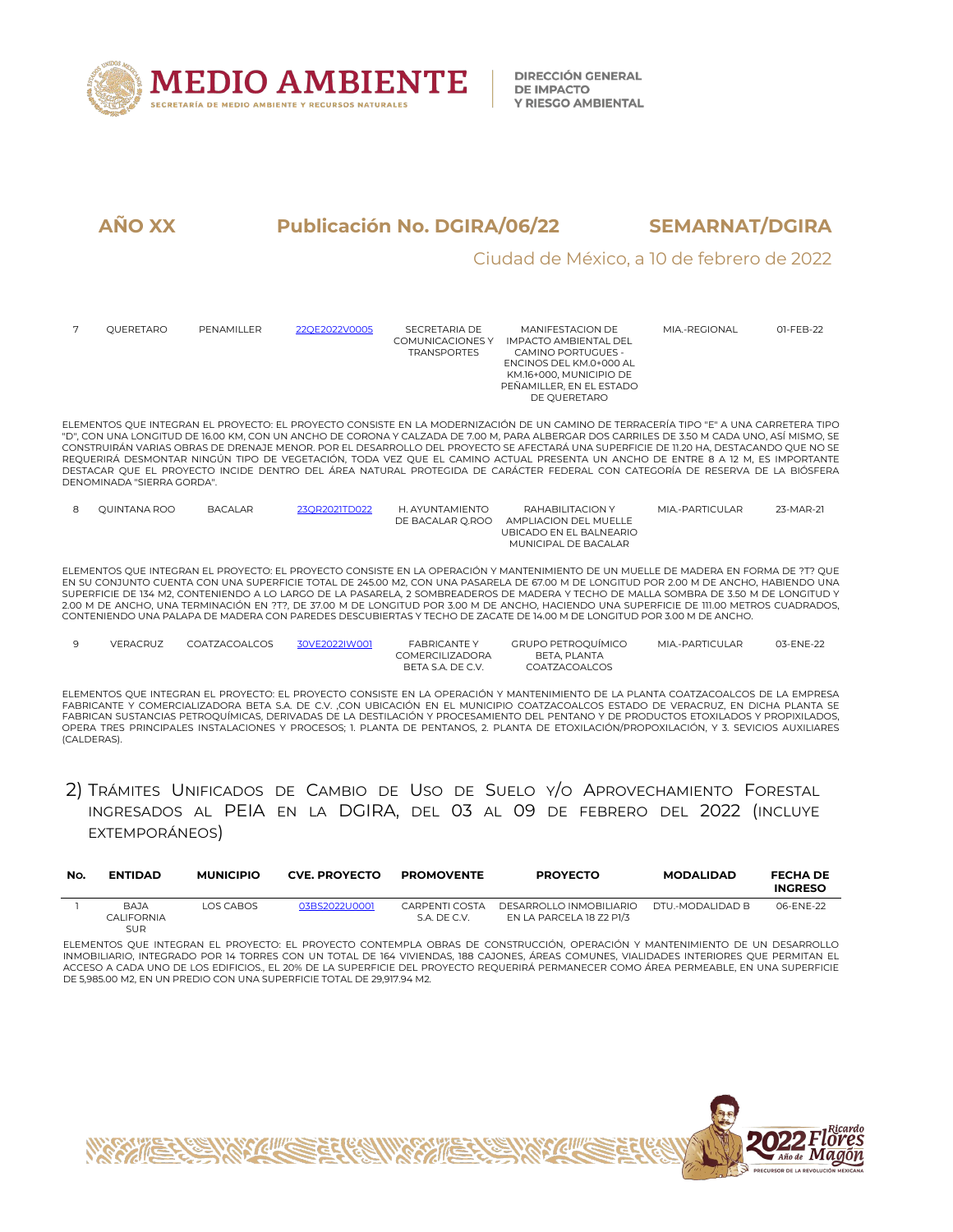**AÑO XX** **Publicación No. DGIRA/06/22** **SEMARNAT/DGIRA**

Ciudad de México, a 10 de febrero de 2022

| 7 | QUERETARO | PENAMILLER | 22QE2022V0005 | SECRETARIA DE COMUNICACIONES Y TRANSPORTES | MANIFESTACION DE IMPACTO AMBIENTAL DEL CAMINO PORTUGUES - ENCINOS DEL KM.0+000 AL KM.16+000, MUNICIPIO DE PEÑAMILLER, EN EL ESTADO DE QUERETARO | MIA.-REGIONAL | 01-FEB-22 |
|---|---|---|---|---|---|---|---|

ELEMENTOS QUE INTEGRAN EL PROYECTO: EL PROYECTO CONSISTE EN LA MODERNIZACIÓN DE UN CAMINO DE TERRACERÍA TIPO "E" A UNA CARRETERA TIPO "D", CON UNA LONGITUD DE 16.00 KM, CON UN ANCHO DE CORONA Y CALZADA DE 7.00 M, PARA ALBERGAR DOS CARRILES DE 3.50 M CADA UNO, ASÍ MISMO, SE CONSTRUIRÁN VARIAS OBRAS DE DRENAJE MENOR. POR EL DESARROLLO DEL PROYECTO SE AFECTARÁ UNA SUPERFICIE DE 11.20 HA, DESTACANDO QUE NO SE REQUERIRÁ DESMONTAR NINGÚN TIPO DE VEGETACIÓN, TODA VEZ QUE EL CAMINO ACTUAL PRESENTA UN ANCHO DE ENTRE 8 A 12 M, ES IMPORTANTE DESTACAR QUE EL PROYECTO INCIDE DENTRO DEL ÁREA NATURAL PROTEGIDA DE CARÁCTER FEDERAL CON CATEGORÍA DE RESERVA DE LA BIÓSFERA DENOMINADA "SIERRA GORDA".

| 8 | QUINTANA ROO | BACALAR | 23QR2021TD022 | H. AYUNTAMIENTO DE BACALAR Q.ROO | RAHABILITACION Y AMPLIACION DEL MUELLE UBICADO EN EL BALNEARIO MUNICIPAL DE BACALAR | MIA.-PARTICULAR | 23-MAR-21 |
|---|---|---|---|---|---|---|---|

ELEMENTOS QUE INTEGRAN EL PROYECTO: EL PROYECTO CONSISTE EN LA OPERACIÓN Y MANTENIMIENTO DE UN MUELLE DE MADERA EN FORMA DE ?T? QUE EN SU CONJUNTO CUENTA CON UNA SUPERFICIE TOTAL DE 245.00 M2, CON UNA PASARELA DE 67.00 M DE LONGITUD POR 2.00 M DE ANCHO, HABIENDO UNA SUPERFICIE DE 134 M2, CONTENIENDO A LO LARGO DE LA PASARELA, 2 SOMBREADEROS DE MADERA Y TECHO DE MALLA SOMBRA DE 3.50 M DE LONGITUD Y 2.00 M DE ANCHO, UNA TERMINACIÓN EN ?T?, DE 37.00 M DE LONGITUD POR 3.00 M DE ANCHO, HACIENDO UNA SUPERFICIE DE 111.00 METROS CUADRADOS, CONTENIENDO UNA PALAPA DE MADERA CON PAREDES DESCUBIERTAS Y TECHO DE ZACATE DE 14.00 M DE LONGITUD POR 3.00 M DE ANCHO.

| 9 | VERACRUZ | COATZACOALCOS | 30VE2022IW001 | FABRICANTE Y COMERCILIZADORA BETA S.A. DE C.V. | GRUPO PETROQUÍMICO BETA, PLANTA COATZACOALCOS | MIA.-PARTICULAR | 03-ENE-22 |
|---|---|---|---|---|---|---|---|

ELEMENTOS QUE INTEGRAN EL PROYECTO: EL PROYECTO CONSISTE EN LA OPERACIÓN Y MANTENIMIENTO DE LA PLANTA COATZACOALCOS DE LA EMPRESA FABRICANTE Y COMERCIALIZADORA BETA S.A. DE C.V. ,CON UBICACIÓN EN EL MUNICIPIO COATZACOALCOS ESTADO DE VERACRUZ, EN DICHA PLANTA SE FABRICAN SUSTANCIAS PETROQUÍMICAS, DERIVADAS DE LA DESTILACIÓN Y PROCESAMIENTO DEL PENTANO Y DE PRODUCTOS ETOXILADOS Y PROPIXILADOS, OPERA TRES PRINCIPALES INSTALACIONES Y PROCESOS; 1. PLANTA DE PENTANOS, 2. PLANTA DE ETOXILACIÓN/PROPOXILACIÓN, Y 3. SEVICIOS AUXILIARES (CALDERAS).

## 2) Trámites Unificados de Cambio de Uso de Suelo y/o Aprovechamiento Forestal ingresados al PEIA en la DGIRA, del 03 al 09 de febrero del 2022 (incluye extemporáneos)

| No. | ENTIDAD | MUNICIPIO | CVE. PROYECTO | PROMOVENTE | PROYECTO | MODALIDAD | FECHA DE INGRESO |
|---|---|---|---|---|---|---|---|
| 1 | BAJA CALIFORNIA SUR | LOS CABOS | 03BS2022U0001 | CARPENTI COSTA S.A. DE C.V. | DESARROLLO INMOBILIARIO EN LA PARCELA 18 Z2 P1/3 | DTU.-MODALIDAD B | 06-ENE-22 |

ELEMENTOS QUE INTEGRAN EL PROYECTO: EL PROYECTO CONTEMPLA OBRAS DE CONSTRUCCIÓN, OPERACIÓN Y MANTENIMIENTO DE UN DESARROLLO INMOBILIARIO, INTEGRADO POR 14 TORRES CON UN TOTAL DE 164 VIVIENDAS, 188 CAJONES, ÁREAS COMUNES, VIALIDADES INTERIORES QUE PERMITAN EL ACCESO A CADA UNO DE LOS EDIFICIOS., EL 20% DE LA SUPERFICIE DEL PROYECTO REQUERIRÁ PERMANECER COMO ÁREA PERMEABLE, EN UNA SUPERFICIE DE 5,985.00 M2, EN UN PREDIO CON UNA SUPERFICIE TOTAL DE 29,917.94 M2.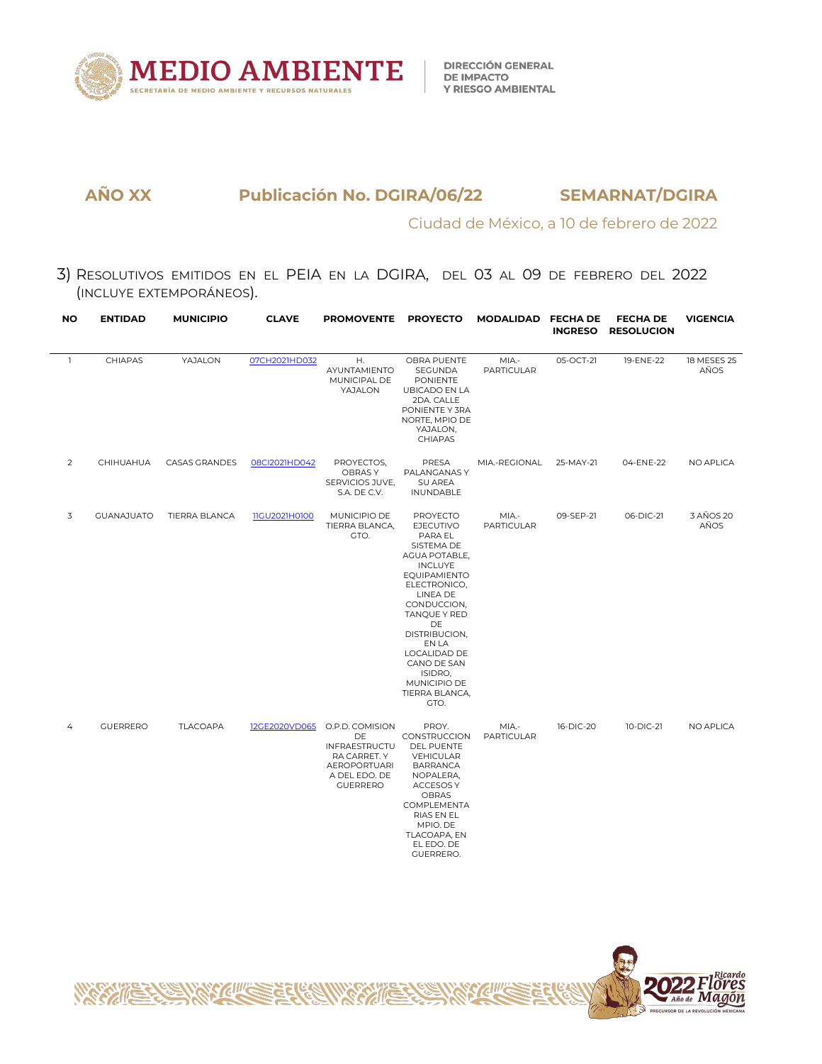**AÑO XX** **Publicación No. DGIRA/06/22** **SEMARNAT/DGIRA**

Ciudad de México, a 10 de febrero de 2022

3) RESOLUTIVOS EMITIDOS EN EL PEIA EN LA DGIRA, DEL 03 AL 09 DE FEBRERO DEL 2022 (INCLUYE EXTEMPORÁNEOS).

| NO | ENTIDAD | MUNICIPIO | CLAVE | PROMOVENTE | PROYECTO | MODALIDAD | FECHA DE INGRESO | FECHA DE RESOLUCION | VIGENCIA |
|---|---|---|---|---|---|---|---|---|---|
| 1 | CHIAPAS | YAJALON | 07CH2021HD032 | H. AYUNTAMIENTO MUNICIPAL DE YAJALON | OBRA PUENTE SEGUNDA PONIENTE UBICADO EN LA 2DA. CALLE PONIENTE Y 3RA NORTE, MPIO DE YAJALON, CHIAPAS | MIA.-PARTICULAR | 05-OCT-21 | 19-ENE-22 | 18 MESES 25 AÑOS |
| 2 | CHIHUAHUA | CASAS GRANDES | 08CI2021HD042 | PROYECTOS, OBRAS Y SERVICIOS JUVE, S.A. DE C.V. | PRESA PALANGANAS Y SU AREA INUNDABLE | MIA.-REGIONAL | 25-MAY-21 | 04-ENE-22 | NO APLICA |
| 3 | GUANAJUATO | TIERRA BLANCA | 11GU2021H0100 | MUNICIPIO DE TIERRA BLANCA, GTO. | PROYECTO EJECUTIVO PARA EL SISTEMA DE AGUA POTABLE, INCLUYE EQUIPAMIENTO ELECTRONICO, LINEA DE CONDUCCION, TANQUE Y RED DE DISTRIBUCION, EN LA LOCALIDAD DE CANO DE SAN ISIDRO, MUNICIPIO DE TIERRA BLANCA, GTO. | MIA.-PARTICULAR | 09-SEP-21 | 06-DIC-21 | 3 AÑOS 20 AÑOS |
| 4 | GUERRERO | TLACOAPA | 12GE2020VD065 | O.P.D. COMISION DE INFRAESTRUCTURA CARRET. Y AEROPORTUARIA DEL EDO. DE GUERRERO | PROY. CONSTRUCCION DEL PUENTE VEHICULAR BARRANCA NOPALERA, ACCESOS Y OBRAS COMPLEMENTARIAS EN EL MPIO. DE TLACOAPA, EN EL EDO. DE GUERRERO. | MIA.-PARTICULAR | 16-DIC-20 | 10-DIC-21 | NO APLICA |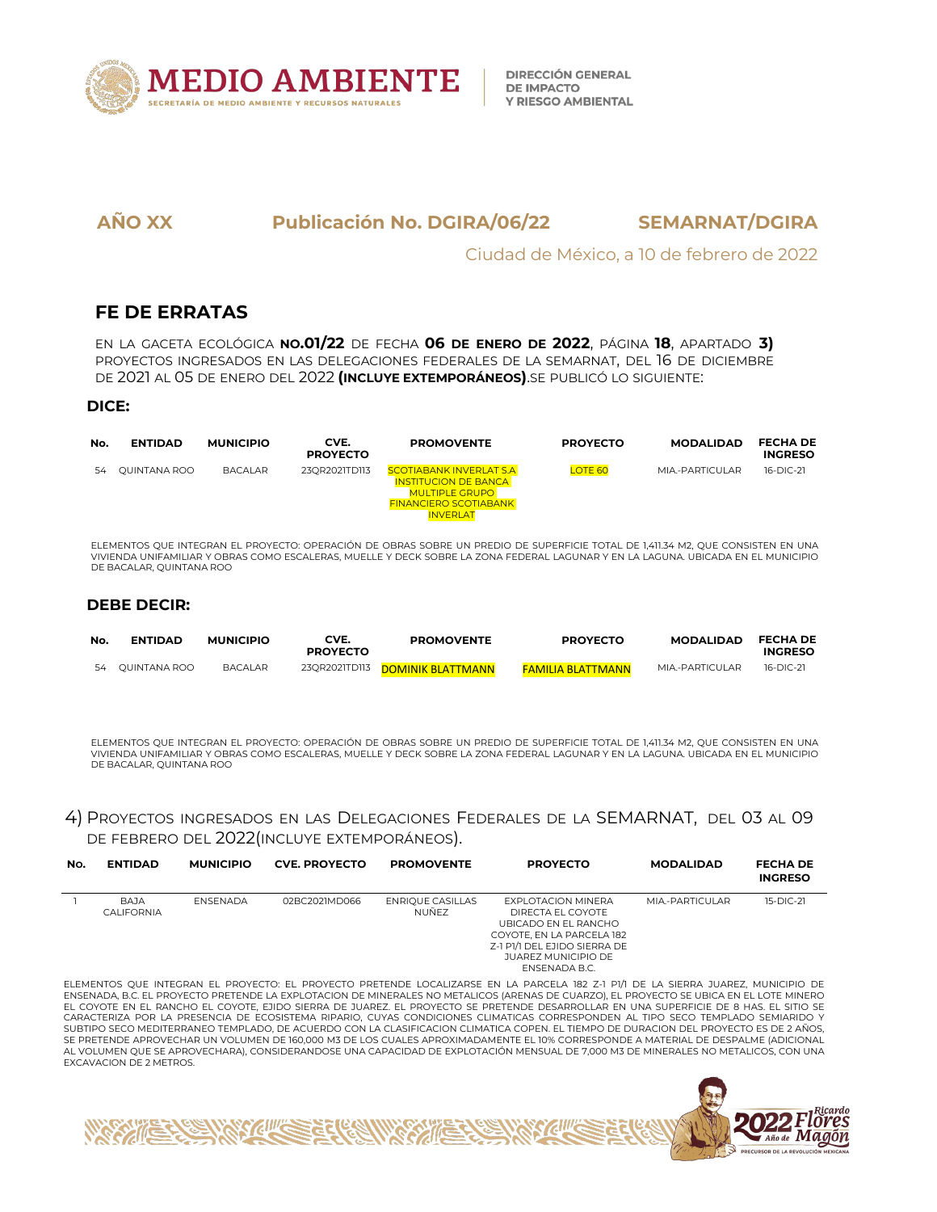## AÑO XX Publicación No. DGIRA/06/22 SEMARNAT/DGIRA

Ciudad de México, a 10 de febrero de 2022

## FE DE ERRATAS

EN LA GACETA ECOLÓGICA **NO.01/22** DE FECHA **06 DE ENERO DE 2022**, PÁGINA **18**, APARTADO **3)** PROYECTOS INGRESADOS EN LAS DELEGACIONES FEDERALES DE LA SEMARNAT, DEL 16 DE DICIEMBRE DE 2021 AL 05 DE ENERO DEL 2022 **(INCLUYE EXTEMPORÁNEOS)**.SE PUBLICÓ LO SIGUIENTE:

### DICE:

| No. | ENTIDAD | MUNICIPIO | CVE. PROYECTO | PROMOVENTE | PROYECTO | MODALIDAD | FECHA DE INGRESO |
|---|---|---|---|---|---|---|---|
| 54 | QUINTANA ROO | BACALAR | 23QR2021TD113 | SCOTIABANK INVERLAT S.A INSTITUCION DE BANCA MULTIPLE GRUPO FINANCIERO SCOTIABANK INVERLAT | LOTE 60 | MIA.-PARTICULAR | 16-DIC-21 |

ELEMENTOS QUE INTEGRAN EL PROYECTO: OPERACIÓN DE OBRAS SOBRE UN PREDIO DE SUPERFICIE TOTAL DE 1,411.34 M2, QUE CONSISTEN EN UNA VIVIENDA UNIFAMILIAR Y OBRAS COMO ESCALERAS, MUELLE Y DECK SOBRE LA ZONA FEDERAL LAGUNAR Y EN LA LAGUNA. UBICADA EN EL MUNICIPIO DE BACALAR, QUINTANA ROO

### DEBE DECIR:

| No. | ENTIDAD | MUNICIPIO | CVE. PROYECTO | PROMOVENTE | PROYECTO | MODALIDAD | FECHA DE INGRESO |
|---|---|---|---|---|---|---|---|
| 54 | QUINTANA ROO | BACALAR | 23QR2021TD113 | DOMINIK BLATTMANN | FAMILIA BLATTMANN | MIA.-PARTICULAR | 16-DIC-21 |

ELEMENTOS QUE INTEGRAN EL PROYECTO: OPERACIÓN DE OBRAS SOBRE UN PREDIO DE SUPERFICIE TOTAL DE 1,411.34 M2, QUE CONSISTEN EN UNA VIVIENDA UNIFAMILIAR Y OBRAS COMO ESCALERAS, MUELLE Y DECK SOBRE LA ZONA FEDERAL LAGUNAR Y EN LA LAGUNA. UBICADA EN EL MUNICIPIO DE BACALAR, QUINTANA ROO

### 4) PROYECTOS INGRESADOS EN LAS DELEGACIONES FEDERALES DE LA SEMARNAT, DEL 03 AL 09 DE FEBRERO DEL 2022(INCLUYE EXTEMPORÁNEOS).

| No. | ENTIDAD | MUNICIPIO | CVE. PROYECTO | PROMOVENTE | PROYECTO | MODALIDAD | FECHA DE INGRESO |
|---|---|---|---|---|---|---|---|
| 1 | BAJA CALIFORNIA | ENSENADA | 02BC2021MD066 | ENRIQUE CASILLAS NUÑEZ | EXPLOTACION MINERA DIRECTA EL COYOTE UBICADO EN EL RANCHO COYOTE, EN LA PARCELA 182 Z-1 P1/1 DEL EJIDO SIERRA DE JUAREZ MUNICIPIO DE ENSENADA B.C. | MIA.-PARTICULAR | 15-DIC-21 |

ELEMENTOS QUE INTEGRAN EL PROYECTO: EL PROYECTO PRETENDE LOCALIZARSE EN LA PARCELA 182 Z-1 P1/1 DE LA SIERRA JUAREZ, MUNICIPIO DE ENSENADA, B.C. EL PROYECTO PRETENDE LA EXPLOTACION DE MINERALES NO METALICOS (ARENAS DE CUARZO), EL PROYECTO SE UBICA EN EL LOTE MINERO EL COYOTE EN EL RANCHO EL COYOTE, EJIDO SIERRA DE JUAREZ. EL PROYECTO SE PRETENDE DESARROLLAR EN UNA SUPERFICIE DE 8 HAS. EL SITIO SE CARACTERIZA POR LA PRESENCIA DE ECOSISTEMA RIPARIO, CUYAS CONDICIONES CLIMATICAS CORRESPONDEN AL TIPO SECO TEMPLADO SEMIARIDO Y SUBTIPO SECO MEDITERRANEO TEMPLADO, DE ACUERDO CON LA CLASIFICACION CLIMATICA COPEN. EL TIEMPO DE DURACION DEL PROYECTO ES DE 2 AÑOS, SE PRETENDE APROVECHAR UN VOLUMEN DE 160,000 M3 DE LOS CUALES APROXIMADAMENTE EL 10% CORRESPONDE A MATERIAL DE DESPALME (ADICIONAL AL VOLUMEN QUE SE APROVECHARA), CONSIDERANDOSE UNA CAPACIDAD DE EXPLOTACIÓN MENSUAL DE 7,000 M3 DE MINERALES NO METALICOS, CON UNA EXCAVACION DE 2 METROS.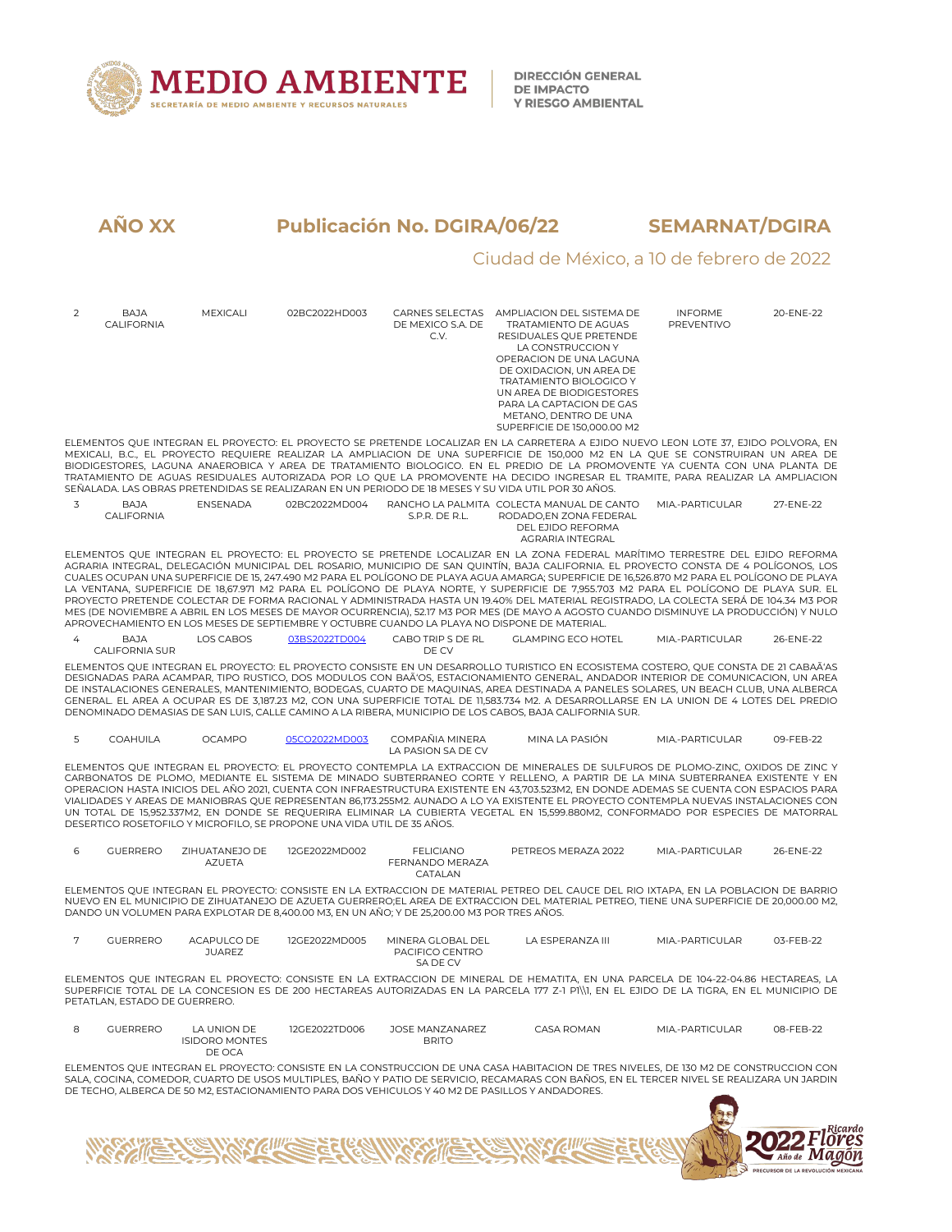**AÑO XX** **Publicación No. DGIRA/06/22** **SEMARNAT/DGIRA**

Ciudad de México, a 10 de febrero de 2022

| | | | | | | | |
|---|---|---|---|---|---|---|---|
| 2 | BAJA CALIFORNIA | MEXICALI | 02BC2022HD003 | CARNES SELECTAS DE MEXICO S.A. DE C.V. | AMPLIACION DEL SISTEMA DE TRATAMIENTO DE AGUAS RESIDUALES QUE PRETENDE LA CONSTRUCCION Y OPERACION DE UNA LAGUNA DE OXIDACION, UN AREA DE TRATAMIENTO BIOLOGICO Y UN AREA DE BIODIGESTORES PARA LA CAPTACION DE GAS METANO, DENTRO DE UNA SUPERFICIE DE 150,000.00 M2 | INFORME PREVENTIVO | 20-ENE-22 |

ELEMENTOS QUE INTEGRAN EL PROYECTO: EL PROYECTO SE PRETENDE LOCALIZAR EN LA CARRETERA A EJIDO NUEVO LEON LOTE 37, EJIDO POLVORA, EN MEXICALI, B.C., EL PROYECTO REQUIERE REALIZAR LA AMPLIACION DE UNA SUPERFICIE DE 150,000 M2 EN LA QUE SE CONSTRUIRAN UN AREA DE BIODIGESTORES, LAGUNA ANAEROBICA Y AREA DE TRATAMIENTO BIOLOGICO. EN EL PREDIO DE LA PROMOVENTE YA CUENTA CON UNA PLANTA DE TRATAMIENTO DE AGUAS RESIDUALES AUTORIZADA POR LO QUE LA PROMOVENTE HA DECIDO INGRESAR EL TRAMITE, PARA REALIZAR LA AMPLIACION SEÑALADA. LAS OBRAS PRETENDIDAS SE REALIZARAN EN UN PERIODO DE 18 MESES Y SU VIDA UTIL POR 30 AÑOS.

| | | | | | | | |
|---|---|---|---|---|---|---|---|
| 3 | BAJA CALIFORNIA | ENSENADA | 02BC2022MD004 | RANCHO LA PALMITA S.P.R. DE R.L. | COLECTA MANUAL DE CANTO RODADO,EN ZONA FEDERAL DEL EJIDO REFORMA AGRARIA INTEGRAL | MIA.-PARTICULAR | 27-ENE-22 |

ELEMENTOS QUE INTEGRAN EL PROYECTO: EL PROYECTO SE PRETENDE LOCALIZAR EN LA ZONA FEDERAL MARÍTIMO TERRESTRE DEL EJIDO REFORMA AGRARIA INTEGRAL, DELEGACIÓN MUNICIPAL DEL ROSARIO, MUNICIPIO DE SAN QUINTÍN, BAJA CALIFORNIA. EL PROYECTO CONSTA DE 4 POLÍGONOS, LOS CUALES OCUPAN UNA SUPERFICIE DE 15, 247.490 M2 PARA EL POLÍGONO DE PLAYA AGUA AMARGA; SUPERFICIE DE 16,526.870 M2 PARA EL POLÍGONO DE PLAYA LA VENTANA, SUPERFICIE DE 18,67.971 M2 PARA EL POLÍGONO DE PLAYA NORTE, Y SUPERFICIE DE 7,955.703 M2 PARA EL POLÍGONO DE PLAYA SUR. EL PROYECTO PRETENDE COLECTAR DE FORMA RACIONAL Y ADMINISTRADA HASTA UN 19.40% DEL MATERIAL REGISTRADO, LA COLECTA SERÁ DE 104.34 M3 POR MES (DE NOVIEMBRE A ABRIL EN LOS MESES DE MAYOR OCURRENCIA), 52.17 M3 POR MES (DE MAYO A AGOSTO CUANDO DISMINUYE LA PRODUCCIÓN) Y NULO APROVECHAMIENTO EN LOS MESES DE SEPTIEMBRE Y OCTUBRE CUANDO LA PLAYA NO DISPONE DE MATERIAL.

| | | | | | | | |
|---|---|---|---|---|---|---|---|
| 4 | BAJA CALIFORNIA SUR | LOS CABOS | 03BS2022TD004 | CABO TRIP S DE RL DE CV | GLAMPING ECO HOTEL | MIA.-PARTICULAR | 26-ENE-22 |

ELEMENTOS QUE INTEGRAN EL PROYECTO: EL PROYECTO CONSISTE EN UN DESARROLLO TURISTICO EN ECOSISTEMA COSTERO, QUE CONSTA DE 21 CABAÃ'AS DESIGNADAS PARA ACAMPAR, TIPO RUSTICO, DOS MODULOS CON BAÃ'OS, ESTACIONAMIENTO GENERAL, ANDADOR INTERIOR DE COMUNICACION, UN AREA DE INSTALACIONES GENERALES, MANTENIMIENTO, BODEGAS, CUARTO DE MAQUINAS, AREA DESTINADA A PANELES SOLARES, UN BEACH CLUB, UNA ALBERCA GENERAL. EL AREA A OCUPAR ES DE 3,187.23 M2, CON UNA SUPERFICIE TOTAL DE 11,583.734 M2. A DESARROLLARSE EN LA UNION DE 4 LOTES DEL PREDIO DENOMINADO DEMASIAS DE SAN LUIS, CALLE CAMINO A LA RIBERA, MUNICIPIO DE LOS CABOS, BAJA CALIFORNIA SUR.

| | | | | | | | |
|---|---|---|---|---|---|---|---|
| 5 | COAHUILA | OCAMPO | 05CO2022MD003 | COMPAÑIA MINERA LA PASION SA DE CV | MINA LA PASIÓN | MIA.-PARTICULAR | 09-FEB-22 |

ELEMENTOS QUE INTEGRAN EL PROYECTO: EL PROYECTO CONTEMPLA LA EXTRACCION DE MINERALES DE SULFUROS DE PLOMO-ZINC, OXIDOS DE ZINC Y CARBONATOS DE PLOMO, MEDIANTE EL SISTEMA DE MINADO SUBTERRANEO CORTE Y RELLENO, A PARTIR DE LA MINA SUBTERRANEA EXISTENTE Y EN OPERACION HASTA INICIOS DEL AÑO 2021, CUENTA CON INFRAESTRUCTURA EXISTENTE EN 43,703.523M2, EN DONDE ADEMAS SE CUENTA CON ESPACIOS PARA VIALIDADES Y AREAS DE MANIOBRAS QUE REPRESENTAN 86,173.255M2. AUNADO A LO YA EXISTENTE EL PROYECTO CONTEMPLA NUEVAS INSTALACIONES CON UN TOTAL DE 15,952.337M2, EN DONDE SE REQUERIRA ELIMINAR LA CUBIERTA VEGETAL EN 15,599.880M2, CONFORMADO POR ESPECIES DE MATORRAL DESERTICO ROSETOFILO Y MICROFILO, SE PROPONE UNA VIDA UTIL DE 35 AÑOS.

| | | | | | | | |
|---|---|---|---|---|---|---|---|
| 6 | GUERRERO | ZIHUATANEJO DE AZUETA | 12GE2022MD002 | FELICIANO FERNANDO MERAZA CATALAN | PETREOS MERAZA 2022 | MIA.-PARTICULAR | 26-ENE-22 |

ELEMENTOS QUE INTEGRAN EL PROYECTO: CONSISTE EN LA EXTRACCION DE MATERIAL PETREO DEL CAUCE DEL RIO IXTAPA, EN LA POBLACION DE BARRIO NUEVO EN EL MUNICIPIO DE ZIHUATANEJO DE AZUETA GUERRERO;EL AREA DE EXTRACCION DEL MATERIAL PETREO, TIENE UNA SUPERFICIE DE 20,000.00 M2, DANDO UN VOLUMEN PARA EXPLOTAR DE 8,400.00 M3, EN UN AÑO; Y DE 25,200.00 M3 POR TRES AÑOS.

| | | | | | | | |
|---|---|---|---|---|---|---|---|
| 7 | GUERRERO | ACAPULCO DE JUAREZ | 12GE2022MD005 | MINERA GLOBAL DEL PACIFICO CENTRO SA DE CV | LA ESPERANZA III | MIA.-PARTICULAR | 03-FEB-22 |

ELEMENTOS QUE INTEGRAN EL PROYECTO: CONSISTE EN LA EXTRACCION DE MINERAL DE HEMATITA, EN UNA PARCELA DE 104-22-04.86 HECTAREAS, LA SUPERFICIE TOTAL DE LA CONCESION ES DE 200 HECTAREAS AUTORIZADAS EN LA PARCELA 177 Z-1 P1\\1, EN EL EJIDO DE LA TIGRA, EN EL MUNICIPIO DE PETATLAN, ESTADO DE GUERRERO.

| | | | | | | | |
|---|---|---|---|---|---|---|---|
| 8 | GUERRERO | LA UNION DE ISIDORO MONTES DE OCA | 12GE2022TD006 | JOSE MANZANAREZ BRITO | CASA ROMAN | MIA.-PARTICULAR | 08-FEB-22 |

ELEMENTOS QUE INTEGRAN EL PROYECTO: CONSISTE EN LA CONSTRUCCION DE UNA CASA HABITACION DE TRES NIVELES, DE 130 M2 DE CONSTRUCCION CON SALA, COCINA, COMEDOR, CUARTO DE USOS MULTIPLES, BAÑO Y PATIO DE SERVICIO, RECAMARAS CON BAÑOS, EN EL TERCER NIVEL SE REALIZARA UN JARDIN DE TECHO, ALBERCA DE 50 M2, ESTACIONAMIENTO PARA DOS VEHICULOS Y 40 M2 DE PASILLOS Y ANDADORES.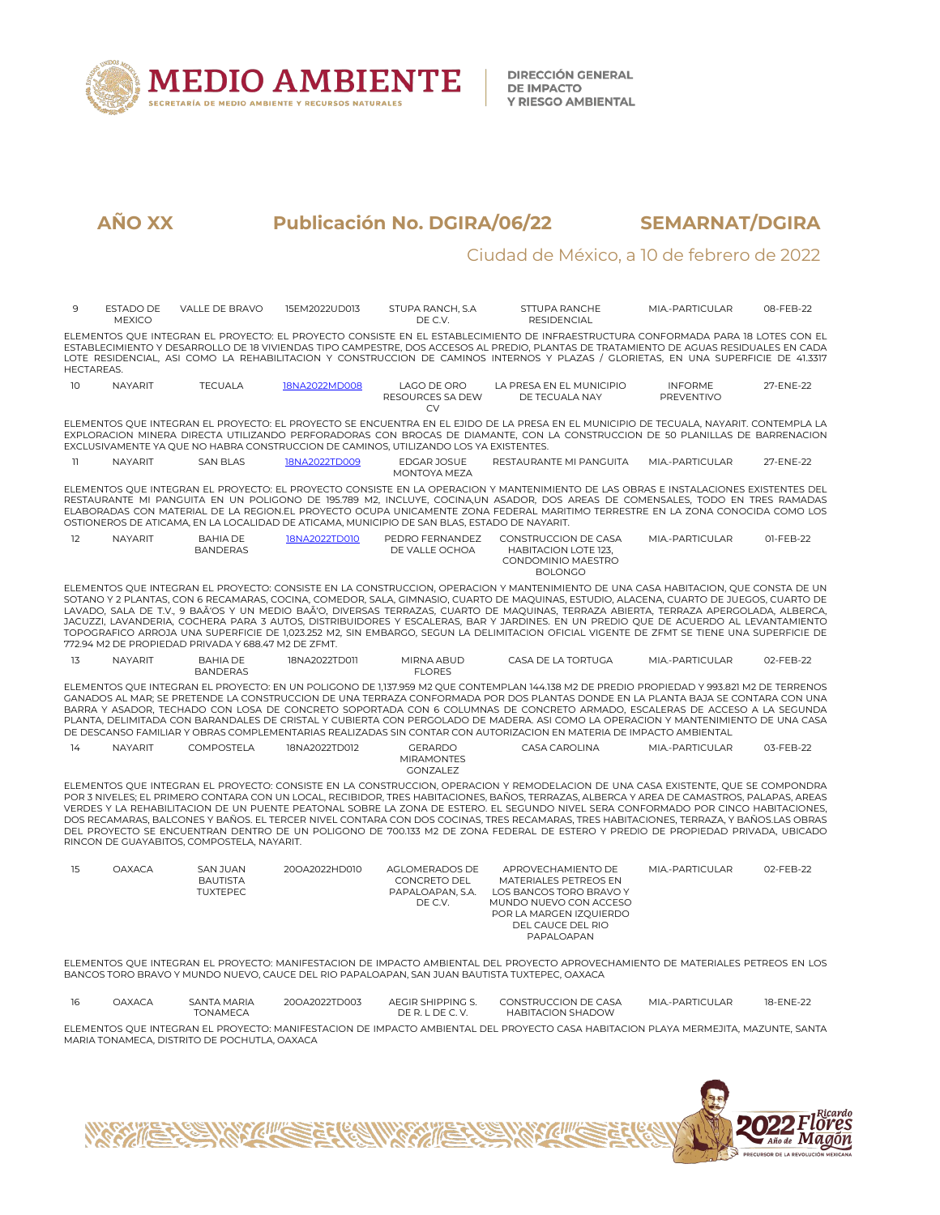**AÑO XX** **Publicación No. DGIRA/06/22** **SEMARNAT/DGIRA**

Ciudad de México, a 10 de febrero de 2022

| | | | | | | | |
|---|---|---|---|---|---|---|---|
| 9 | ESTADO DE MEXICO | VALLE DE BRAVO | 15EM2022UD013 | STUPA RANCH, S.A DE C.V. | STTUPA RANCHE RESIDENCIAL | MIA.-PARTICULAR | 08-FEB-22 |

ELEMENTOS QUE INTEGRAN EL PROYECTO: EL PROYECTO CONSISTE EN EL ESTABLECIMIENTO DE INFRAESTRUCTURA CONFORMADA PARA 18 LOTES CON EL ESTABLECIMIENTO Y DESARROLLO DE 18 VIVIENDAS TIPO CAMPESTRE, DOS ACCESOS AL PREDIO, PLANTAS DE TRATAMIENTO DE AGUAS RESIDUALES EN CADA LOTE RESIDENCIAL, ASI COMO LA REHABILITACION Y CONSTRUCCION DE CAMINOS INTERNOS Y PLAZAS / GLORIETAS, EN UNA SUPERFICIE DE 41.3317 HECTAREAS.

| | | | | | | | |
|---|---|---|---|---|---|---|---|
| 10 | NAYARIT | TECUALA | 18NA2022MD008 | LAGO DE ORO RESOURCES SA DEW CV | LA PRESA EN EL MUNICIPIO DE TECUALA NAY | INFORME PREVENTIVO | 27-ENE-22 |

ELEMENTOS QUE INTEGRAN EL PROYECTO: EL PROYECTO SE ENCUENTRA EN EL EJIDO DE LA PRESA EN EL MUNICIPIO DE TECUALA, NAYARIT. CONTEMPLA LA EXPLORACION MINERA DIRECTA UTILIZANDO PERFORADORAS CON BROCAS DE DIAMANTE, CON LA CONSTRUCCION DE 50 PLANILLAS DE BARRENACION EXCLUSIVAMENTE YA QUE NO HABRA CONSTRUCCION DE CAMINOS, UTILIZANDO LOS YA EXISTENTES.

| | | | | | | | |
|---|---|---|---|---|---|---|---|
| 11 | NAYARIT | SAN BLAS | 18NA2022TD009 | EDGAR JOSUE MONTOYA MEZA | RESTAURANTE MI PANGUITA | MIA.-PARTICULAR | 27-ENE-22 |

ELEMENTOS QUE INTEGRAN EL PROYECTO: EL PROYECTO CONSISTE EN LA OPERACION Y MANTENIMIENTO DE LAS OBRAS E INSTALACIONES EXISTENTES DEL RESTAURANTE MI PANGUITA EN UN POLIGONO DE 195.789 M2, INCLUYE, COCINA,UN ASADOR, DOS AREAS DE COMENSALES, TODO EN TRES RAMADAS ELABORADAS CON MATERIAL DE LA REGION.EL PROYECTO OCUPA UNICAMENTE ZONA FEDERAL MARITIMO TERRESTRE EN LA ZONA CONOCIDA COMO LOS OSTIONEROS DE ATICAMA, EN LA LOCALIDAD DE ATICAMA, MUNICIPIO DE SAN BLAS, ESTADO DE NAYARIT.

| | | | | | | | |
|---|---|---|---|---|---|---|---|
| 12 | NAYARIT | BAHIA DE BANDERAS | 18NA2022TD010 | PEDRO FERNANDEZ DE VALLE OCHOA | CONSTRUCCION DE CASA HABITACION LOTE 123, CONDOMINIO MAESTRO BOLONGO | MIA.-PARTICULAR | 01-FEB-22 |

ELEMENTOS QUE INTEGRAN EL PROYECTO: CONSISTE EN LA CONSTRUCCION, OPERACION Y MANTENIMIENTO DE UNA CASA HABITACION, QUE CONSTA DE UN SOTANO Y 2 PLANTAS, CON 6 RECAMARAS, COCINA, COMEDOR, SALA, GIMNASIO, CUARTO DE MAQUINAS, ESTUDIO, ALACENA, CUARTO DE JUEGOS, CUARTO DE LAVADO, SALA DE T.V., 9 BAÃ'OS Y UN MEDIO BAÃ'O, DIVERSAS TERRAZAS, CUARTO DE MAQUINAS, TERRAZA ABIERTA, TERRAZA APERGOLADA, ALBERCA, JACUZZI, LAVANDERIA, COCHERA PARA 3 AUTOS, DISTRIBUIDORES Y ESCALERAS, BAR Y JARDINES. EN UN PREDIO QUE DE ACUERDO AL LEVANTAMIENTO TOPOGRAFICO ARROJA UNA SUPERFICIE DE 1,023.252 M2, SIN EMBARGO, SEGUN LA DELIMITACION OFICIAL VIGENTE DE ZFMT SE TIENE UNA SUPERFICIE DE 772.94 M2 DE PROPIEDAD PRIVADA Y 688.47 M2 DE ZFMT.

| | | | | | | | |
|---|---|---|---|---|---|---|---|
| 13 | NAYARIT | BAHIA DE BANDERAS | 18NA2022TD011 | MIRNA ABUD FLORES | CASA DE LA TORTUGA | MIA.-PARTICULAR | 02-FEB-22 |

ELEMENTOS QUE INTEGRAN EL PROYECTO: EN UN POLIGONO DE 1,137.959 M2 QUE CONTEMPLAN 144.138 M2 DE PREDIO PROPIEDAD Y 993.821 M2 DE TERRENOS GANADOS AL MAR; SE PRETENDE LA CONSTRUCCION DE UNA TERRAZA CONFORMADA POR DOS PLANTAS DONDE EN LA PLANTA BAJA SE CONTARA CON UNA BARRA Y ASADOR, TECHADO CON LOSA DE CONCRETO SOPORTADA CON 6 COLUMNAS DE CONCRETO ARMADO, ESCALERAS DE ACCESO A LA SEGUNDA PLANTA, DELIMITADA CON BARANDALES DE CRISTAL Y CUBIERTA CON PERGOLADO DE MADERA. ASI COMO LA OPERACION Y MANTENIMIENTO DE UNA CASA DE DESCANSO FAMILIAR Y OBRAS COMPLEMENTARIAS REALIZADAS SIN CONTAR CON AUTORIZACION EN MATERIA DE IMPACTO AMBIENTAL

| | | | | | | | |
|---|---|---|---|---|---|---|---|
| 14 | NAYARIT | COMPOSTELA | 18NA2022TD012 | GERARDO MIRAMONTES GONZALEZ | CASA CAROLINA | MIA.-PARTICULAR | 03-FEB-22 |

ELEMENTOS QUE INTEGRAN EL PROYECTO: CONSISTE EN LA CONSTRUCCION, OPERACION Y REMODELACION DE UNA CASA EXISTENTE, QUE SE COMPONDRA POR 3 NIVELES; EL PRIMERO CONTARA CON UN LOCAL, RECIBIDOR, TRES HABITACIONES, BAÑOS, TERRAZAS, ALBERCA Y AREA DE CAMASTROS, PALAPAS, AREAS VERDES Y LA REHABILITACION DE UN PUENTE PEATONAL SOBRE LA ZONA DE ESTERO. EL SEGUNDO NIVEL SERA CONFORMADO POR CINCO HABITACIONES, DOS RECAMARAS, BALCONES Y BAÑOS. EL TERCER NIVEL CONTARA CON DOS COCINAS, TRES RECAMARAS, TRES HABITACIONES, TERRAZA, Y BAÑOS.LAS OBRAS DEL PROYECTO SE ENCUENTRAN DENTRO DE UN POLIGONO DE 700.133 M2 DE ZONA FEDERAL DE ESTERO Y PREDIO DE PROPIEDAD PRIVADA, UBICADO RINCON DE GUAYABITOS, COMPOSTELA, NAYARIT.

| | | | | | | | |
|---|---|---|---|---|---|---|---|
| 15 | OAXACA | SAN JUAN BAUTISTA TUXTEPEC | 20OA2022HD010 | AGLOMERADOS DE CONCRETO DEL PAPALOAPAN, S.A. DE C.V. | APROVECHAMIENTO DE MATERIALES PETREOS EN LOS BANCOS TORO BRAVO Y MUNDO NUEVO CON ACCESO POR LA MARGEN IZQUIERDO DEL CAUCE DEL RIO PAPALOAPAN | MIA.-PARTICULAR | 02-FEB-22 |

ELEMENTOS QUE INTEGRAN EL PROYECTO: MANIFESTACION DE IMPACTO AMBIENTAL DEL PROYECTO APROVECHAMIENTO DE MATERIALES PETREOS EN LOS BANCOS TORO BRAVO Y MUNDO NUEVO, CAUCE DEL RIO PAPALOAPAN, SAN JUAN BAUTISTA TUXTEPEC, OAXACA

| | | | | | | | |
|---|---|---|---|---|---|---|---|
| 16 | OAXACA | SANTA MARIA TONAMECA | 20OA2022TD003 | AEGIR SHIPPING S. DE R. L DE C. V. | CONSTRUCCION DE CASA HABITACION SHADOW | MIA.-PARTICULAR | 18-ENE-22 |

ELEMENTOS QUE INTEGRAN EL PROYECTO: MANIFESTACION DE IMPACTO AMBIENTAL DEL PROYECTO CASA HABITACION PLAYA MERMEJITA, MAZUNTE, SANTA MARIA TONAMECA, DISTRITO DE POCHUTLA, OAXACA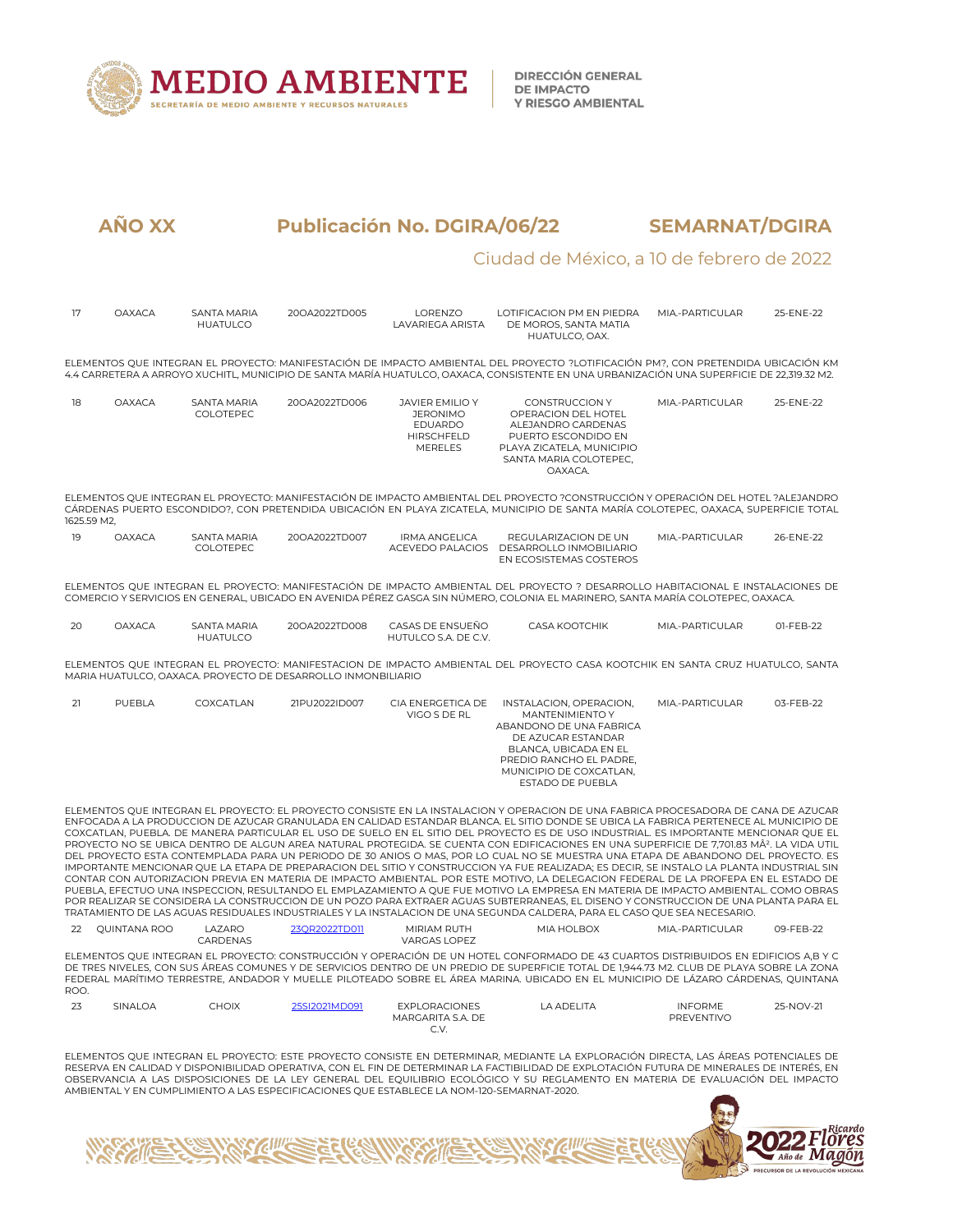**AÑO XX** **Publicación No. DGIRA/06/22** **SEMARNAT/DGIRA**

Ciudad de México, a 10 de febrero de 2022

| | | | | | | | |
|---|---|---|---|---|---|---|---|
| 17 | OAXACA | SANTA MARIA HUATULCO | 20OA2022TD005 | LORENZO LAVARIEGA ARISTA | LOTIFICACION PM EN PIEDRA DE MOROS, SANTA MATIA HUATULCO, OAX. | MIA.-PARTICULAR | 25-ENE-22 |

ELEMENTOS QUE INTEGRAN EL PROYECTO: MANIFESTACIÓN DE IMPACTO AMBIENTAL DEL PROYECTO ?LOTIFICACIÓN PM?, CON PRETENDIDA UBICACIÓN KM 4.4 CARRETERA A ARROYO XUCHITL, MUNICIPIO DE SANTA MARÍA HUATULCO, OAXACA, CONSISTENTE EN UNA URBANIZACIÓN UNA SUPERFICIE DE 22,319.32 M2.

| | | | | | | | |
|---|---|---|---|---|---|---|---|
| 18 | OAXACA | SANTA MARIA COLOTEPEC | 20OA2022TD006 | JAVIER EMILIO Y JERONIMO EDUARDO HIRSCHFELD MERELES | CONSTRUCCION Y OPERACION DEL HOTEL ALEJANDRO CARDENAS PUERTO ESCONDIDO EN PLAYA ZICATELA, MUNICIPIO SANTA MARIA COLOTEPEC, OAXACA. | MIA.-PARTICULAR | 25-ENE-22 |

ELEMENTOS QUE INTEGRAN EL PROYECTO: MANIFESTACIÓN DE IMPACTO AMBIENTAL DEL PROYECTO ?CONSTRUCCIÓN Y OPERACIÓN DEL HOTEL ?ALEJANDRO CÁRDENAS PUERTO ESCONDIDO?, CON PRETENDIDA UBICACIÓN EN PLAYA ZICATELA, MUNICIPIO DE SANTA MARÍA COLOTEPEC, OAXACA, SUPERFICIE TOTAL 1625.59 M2,

| | | | | | | | |
|---|---|---|---|---|---|---|---|
| 19 | OAXACA | SANTA MARIA COLOTEPEC | 20OA2022TD007 | IRMA ANGELICA ACEVEDO PALACIOS | REGULARIZACION DE UN DESARROLLO INMOBILIARIO EN ECOSISTEMAS COSTEROS | MIA.-PARTICULAR | 26-ENE-22 |

ELEMENTOS QUE INTEGRAN EL PROYECTO: MANIFESTACIÓN DE IMPACTO AMBIENTAL DEL PROYECTO ? DESARROLLO HABITACIONAL E INSTALACIONES DE COMERCIO Y SERVICIOS EN GENERAL, UBICADO EN AVENIDA PÉREZ GASGA SIN NÚMERO, COLONIA EL MARINERO, SANTA MARÍA COLOTEPEC, OAXACA.

| | | | | | | | |
|---|---|---|---|---|---|---|---|
| 20 | OAXACA | SANTA MARIA HUATULCO | 20OA2022TD008 | CASAS DE ENSUEÑO HUTULCO S.A. DE C.V. | CASA KOOTCHIK | MIA.-PARTICULAR | 01-FEB-22 |

ELEMENTOS QUE INTEGRAN EL PROYECTO: MANIFESTACION DE IMPACTO AMBIENTAL DEL PROYECTO CASA KOOTCHIK EN SANTA CRUZ HUATULCO, SANTA MARIA HUATULCO, OAXACA. PROYECTO DE DESARROLLO INMONBILIARIO

| | | | | | | | |
|---|---|---|---|---|---|---|---|
| 21 | PUEBLA | COXCATLAN | 21PU2022ID007 | CIA ENERGETICA DE VIGO S DE RL | INSTALACION, OPERACION, MANTENIMIENTO Y ABANDONO DE UNA FABRICA DE AZUCAR ESTANDAR BLANCA, UBICADA EN EL PREDIO RANCHO EL PADRE, MUNICIPIO DE COXCATLAN, ESTADO DE PUEBLA | MIA.-PARTICULAR | 03-FEB-22 |

ELEMENTOS QUE INTEGRAN EL PROYECTO: EL PROYECTO CONSISTE EN LA INSTALACION Y OPERACION DE UNA FABRICA PROCESADORA DE CANA DE AZUCAR ENFOCADA A LA PRODUCCION DE AZUCAR GRANULADA EN CALIDAD ESTANDAR BLANCA. EL SITIO DONDE SE UBICA LA FABRICA PERTENECE AL MUNICIPIO DE COXCATLAN, PUEBLA. DE MANERA PARTICULAR EL USO DE SUELO EN EL SITIO DEL PROYECTO ES DE USO INDUSTRIAL. ES IMPORTANTE MENCIONAR QUE EL PROYECTO NO SE UBICA DENTRO DE ALGUN AREA NATURAL PROTEGIDA. SE CUENTA CON EDIFICACIONES EN UNA SUPERFICIE DE 7,701.83 MÂ². LA VIDA UTIL DEL PROYECTO ESTA CONTEMPLADA PARA UN PERIODO DE 30 ANIOS O MAS, POR LO CUAL NO SE MUESTRA UNA ETAPA DE ABANDONO DEL PROYECTO. ES IMPORTANTE MENCIONAR QUE LA ETAPA DE PREPARACION DEL SITIO Y CONSTRUCCION YA FUE REALIZADA; ES DECIR, SE INSTALO LA PLANTA INDUSTRIAL SIN CONTAR CON AUTORIZACION PREVIA EN MATERIA DE IMPACTO AMBIENTAL. POR ESTE MOTIVO, LA DELEGACION FEDERAL DE LA PROFEPA EN EL ESTADO DE PUEBLA, EFECTUO UNA INSPECCION, RESULTANDO EL EMPLAZAMIENTO A QUE FUE MOTIVO LA EMPRESA EN MATERIA DE IMPACTO AMBIENTAL. COMO OBRAS POR REALIZAR SE CONSIDERA LA CONSTRUCCION DE UN POZO PARA EXTRAER AGUAS SUBTERRANEAS, EL DISENO Y CONSTRUCCION DE UNA PLANTA PARA EL TRATAMIENTO DE LAS AGUAS RESIDUALES INDUSTRIALES Y LA INSTALACION DE UNA SEGUNDA CALDERA, PARA EL CASO QUE SEA NECESARIO.

| | | | | | | | |
|---|---|---|---|---|---|---|---|
| 22 | QUINTANA ROO | LAZARO CARDENAS | 23QR2022TD011 | MIRIAM RUTH VARGAS LOPEZ | MIA HOLBOX | MIA.-PARTICULAR | 09-FEB-22 |

ELEMENTOS QUE INTEGRAN EL PROYECTO: CONSTRUCCIÓN Y OPERACIÓN DE UN HOTEL CONFORMADO DE 43 CUARTOS DISTRIBUIDOS EN EDIFICIOS A,B Y C DE TRES NIVELES, CON SUS ÁREAS COMUNES Y DE SERVICIOS DENTRO DE UN PREDIO DE SUPERFICIE TOTAL DE 1,944.73 M2. CLUB DE PLAYA SOBRE LA ZONA FEDERAL MARÍTIMO TERRESTRE, ANDADOR Y MUELLE PILOTEADO SOBRE EL ÁREA MARINA. UBICADO EN EL MUNICIPIO DE LÁZARO CÁRDENAS, QUINTANA ROO.

| | | | | | | | |
|---|---|---|---|---|---|---|---|
| 23 | SINALOA | CHOIX | 25SI2021MD091 | EXPLORACIONES MARGARITA S.A. DE C.V. | LA ADELITA | INFORME PREVENTIVO | 25-NOV-21 |

ELEMENTOS QUE INTEGRAN EL PROYECTO: ESTE PROYECTO CONSISTE EN DETERMINAR, MEDIANTE LA EXPLORACIÓN DIRECTA, LAS ÁREAS POTENCIALES DE RESERVA EN CALIDAD Y DISPONIBILIDAD OPERATIVA, CON EL FIN DE DETERMINAR LA FACTIBILIDAD DE EXPLOTACIÓN FUTURA DE MINERALES DE INTERÉS, EN OBSERVANCIA A LAS DISPOSICIONES DE LA LEY GENERAL DEL EQUILIBRIO ECOLÓGICO Y SU REGLAMENTO EN MATERIA DE EVALUACIÓN DEL IMPACTO AMBIENTAL Y EN CUMPLIMIENTO A LAS ESPECIFICACIONES QUE ESTABLECE LA NOM-120-SEMARNAT-2020.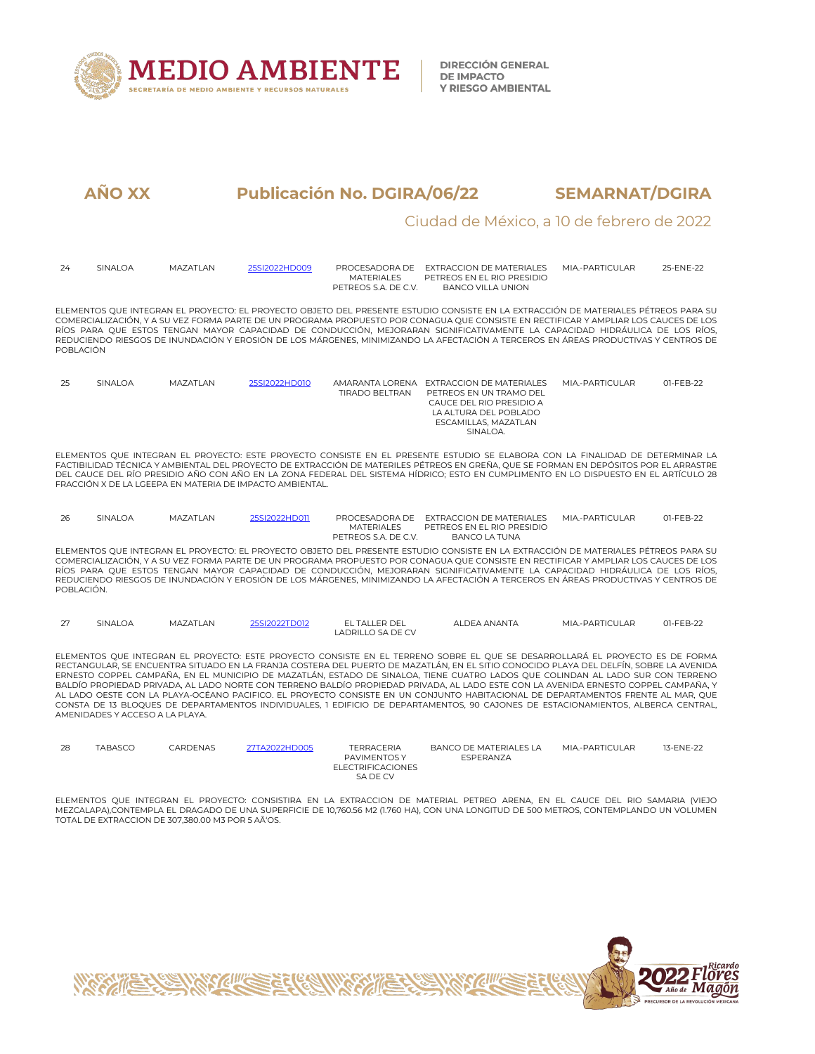**AÑO XX** **Publicación No. DGIRA/06/22** **SEMARNAT/DGIRA**

Ciudad de México, a 10 de febrero de 2022

| | | | | | | | |
|---|---|---|---|---|---|---|---|
| 24 | SINALOA | MAZATLAN | 25SI2022HD009 | PROCESADORA DE MATERIALES PETREOS S.A. DE C.V. | EXTRACCION DE MATERIALES PETREOS EN EL RIO PRESIDIO BANCO VILLA UNION | MIA.-PARTICULAR | 25-ENE-22 |

ELEMENTOS QUE INTEGRAN EL PROYECTO: EL PROYECTO OBJETO DEL PRESENTE ESTUDIO CONSISTE EN LA EXTRACCIÓN DE MATERIALES PÉTREOS PARA SU COMERCIALIZACIÓN, Y A SU VEZ FORMA PARTE DE UN PROGRAMA PROPUESTO POR CONAGUA QUE CONSISTE EN RECTIFICAR Y AMPLIAR LOS CAUCES DE LOS RÍOS PARA QUE ESTOS TENGAN MAYOR CAPACIDAD DE CONDUCCIÓN, MEJORARAN SIGNIFICATIVAMENTE LA CAPACIDAD HIDRÁULICA DE LOS RÍOS, REDUCIENDO RIESGOS DE INUNDACIÓN Y EROSIÓN DE LOS MÁRGENES, MINIMIZANDO LA AFECTACIÓN A TERCEROS EN ÁREAS PRODUCTIVAS Y CENTROS DE POBLACIÓN

| | | | | | | | |
|---|---|---|---|---|---|---|---|
| 25 | SINALOA | MAZATLAN | 25SI2022HD010 | AMARANTA LORENA TIRADO BELTRAN | EXTRACCION DE MATERIALES PETREOS EN UN TRAMO DEL CAUCE DEL RIO PRESIDIO A LA ALTURA DEL POBLADO ESCAMILLAS, MAZATLAN SINALOA. | MIA.-PARTICULAR | 01-FEB-22 |

ELEMENTOS QUE INTEGRAN EL PROYECTO: ESTE PROYECTO CONSISTE EN EL PRESENTE ESTUDIO SE ELABORA CON LA FINALIDAD DE DETERMINAR LA FACTIBILIDAD TÉCNICA Y AMBIENTAL DEL PROYECTO DE EXTRACCIÓN DE MATERILES PÉTREOS EN GREÑA, QUE SE FORMAN EN DEPÓSITOS POR EL ARRASTRE DEL CAUCE DEL RÍO PRESIDIO AÑO CON AÑO EN LA ZONA FEDERAL DEL SISTEMA HÍDRICO; ESTO EN CUMPLIMENTO EN LO DISPUESTO EN EL ARTÍCULO 28 FRACCIÓN X DE LA LGEEPA EN MATERIA DE IMPACTO AMBIENTAL.

| | | | | | | | |
|---|---|---|---|---|---|---|---|
| 26 | SINALOA | MAZATLAN | 25SI2022HD011 | PROCESADORA DE MATERIALES PETREOS S.A. DE C.V. | EXTRACCION DE MATERIALES PETREOS EN EL RIO PRESIDIO BANCO LA TUNA | MIA.-PARTICULAR | 01-FEB-22 |

ELEMENTOS QUE INTEGRAN EL PROYECTO: EL PROYECTO OBJETO DEL PRESENTE ESTUDIO CONSISTE EN LA EXTRACCIÓN DE MATERIALES PÉTREOS PARA SU COMERCIALIZACIÓN, Y A SU VEZ FORMA PARTE DE UN PROGRAMA PROPUESTO POR CONAGUA QUE CONSISTE EN RECTIFICAR Y AMPLIAR LOS CAUCES DE LOS RÍOS PARA QUE ESTOS TENGAN MAYOR CAPACIDAD DE CONDUCCIÓN, MEJORARAN SIGNIFICATIVAMENTE LA CAPACIDAD HIDRÁULICA DE LOS RÍOS, REDUCIENDO RIESGOS DE INUNDACIÓN Y EROSIÓN DE LOS MÁRGENES, MINIMIZANDO LA AFECTACIÓN A TERCEROS EN ÁREAS PRODUCTIVAS Y CENTROS DE POBLACIÓN.

| | | | | | | | |
|---|---|---|---|---|---|---|---|
| 27 | SINALOA | MAZATLAN | 25SI2022TD012 | EL TALLER DEL LADRILLO SA DE CV | ALDEA ANANTA | MIA.-PARTICULAR | 01-FEB-22 |

ELEMENTOS QUE INTEGRAN EL PROYECTO: ESTE PROYECTO CONSISTE EN EL TERRENO SOBRE EL QUE SE DESARROLLARÁ EL PROYECTO ES DE FORMA RECTANGULAR, SE ENCUENTRA SITUADO EN LA FRANJA COSTERA DEL PUERTO DE MAZATLÁN, EN EL SITIO CONOCIDO PLAYA DEL DELFÍN, SOBRE LA AVENIDA ERNESTO COPPEL CAMPAÑA, EN EL MUNICIPIO DE MAZATLÁN, ESTADO DE SINALOA, TIENE CUATRO LADOS QUE COLINDAN AL LADO SUR CON TERRENO BALDÍO PROPIEDAD PRIVADA, AL LADO NORTE CON TERRENO BALDÍO PROPIEDAD PRIVADA, AL LADO ESTE CON LA AVENIDA ERNESTO COPPEL CAMPAÑA, Y AL LADO OESTE CON LA PLAYA-OCÉANO PACIFICO. EL PROYECTO CONSISTE EN UN CONJUNTO HABITACIONAL DE DEPARTAMENTOS FRENTE AL MAR, QUE CONSTA DE 13 BLOQUES DE DEPARTAMENTOS INDIVIDUALES, 1 EDIFICIO DE DEPARTAMENTOS, 90 CAJONES DE ESTACIONAMIENTOS, ALBERCA CENTRAL, AMENIDADES Y ACCESO A LA PLAYA.

| | | | | | | | |
|---|---|---|---|---|---|---|---|
| 28 | TABASCO | CARDENAS | 27TA2022HD005 | TERRACERIA PAVIMENTOS Y ELECTRIFICACIONES SA DE CV | BANCO DE MATERIALES LA ESPERANZA | MIA.-PARTICULAR | 13-ENE-22 |

ELEMENTOS QUE INTEGRAN EL PROYECTO: CONSISTIRA EN LA EXTRACCION DE MATERIAL PETREO ARENA, EN EL CAUCE DEL RIO SAMARIA (VIEJO MEZCALAPA),CONTEMPLA EL DRAGADO DE UNA SUPERFICIE DE 10,760.56 M2 (1.760 HA), CON UNA LONGITUD DE 500 METROS, CONTEMPLANDO UN VOLUMEN TOTAL DE EXTRACCION DE 307,380.00 M3 POR 5 AÃ'OS.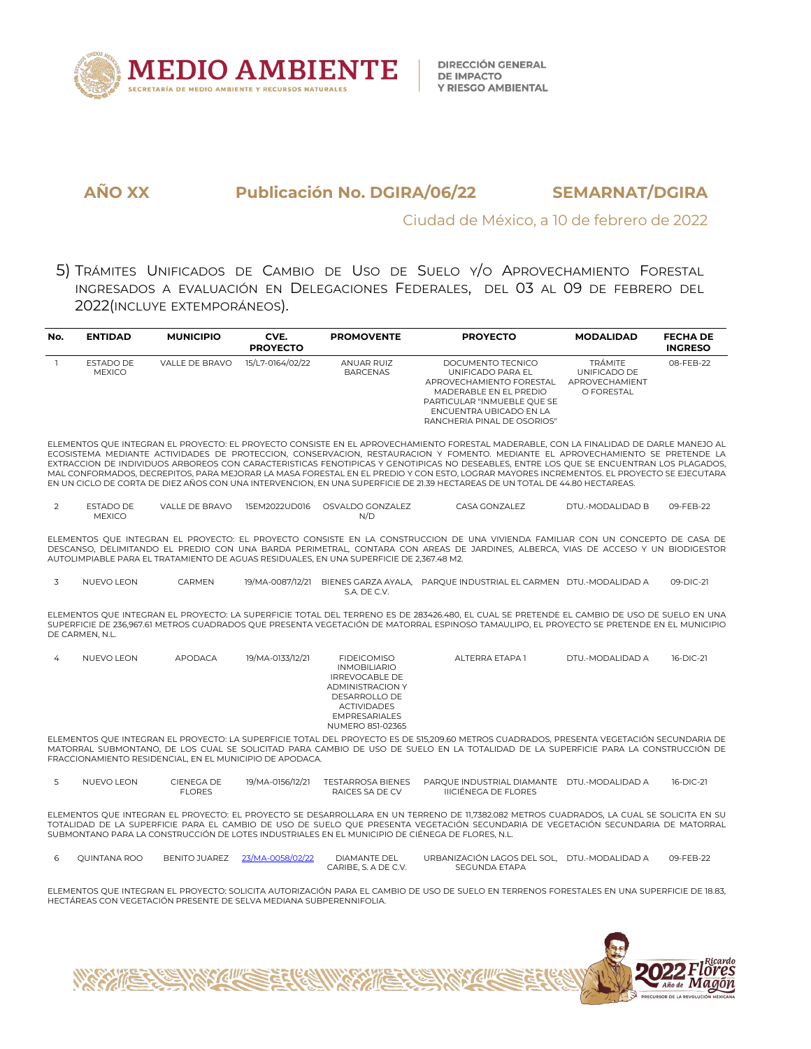**AÑO XX** **Publicación No. DGIRA/06/22** **SEMARNAT/DGIRA**

Ciudad de México, a 10 de febrero de 2022

## 5) Trámites Unificados de Cambio de Uso de Suelo y/o Aprovechamiento Forestal ingresados a evaluación en Delegaciones Federales, del 03 al 09 de febrero del 2022(incluye extemporáneos).

| No. | ENTIDAD | MUNICIPIO | CVE. PROYECTO | PROMOVENTE | PROYECTO | MODALIDAD | FECHA DE INGRESO |
|---|---|---|---|---|---|---|---|
| 1 | ESTADO DE MEXICO | VALLE DE BRAVO | 15/L7-0164/02/22 | ANUAR RUIZ BARCENAS | DOCUMENTO TECNICO UNIFICADO PARA EL APROVECHAMIENTO FORESTAL MADERABLE EN EL PREDIO PARTICULAR "INMUEBLE QUE SE ENCUENTRA UBICADO EN LA RANCHERIA PINAL DE OSORIOS" | TRÁMITE UNIFICADO DE APROVECHAMIENTO FORESTAL | 08-FEB-22 |

ELEMENTOS QUE INTEGRAN EL PROYECTO: EL PROYECTO CONSISTE EN EL APROVECHAMIENTO FORESTAL MADERABLE, CON LA FINALIDAD DE DARLE MANEJO AL ECOSISTEMA MEDIANTE ACTIVIDADES DE PROTECCION, CONSERVACION, RESTAURACION Y FOMENTO. MEDIANTE EL APROVECHAMIENTO SE PRETENDE LA EXTRACCION DE INDIVIDUOS ARBOREOS CON CARACTERISTICAS FENOTIPICAS Y GENOTIPICAS NO DESEABLES, ENTRE LOS QUE SE ENCUENTRAN LOS PLAGADOS, MAL CONFORMADOS, DECREPITOS, PARA MEJORAR LA MASA FORESTAL EN EL PREDIO Y CON ESTO, LOGRAR MAYORES INCREMENTOS. EL PROYECTO SE EJECUTARA EN UN CICLO DE CORTA DE DIEZ AÑOS CON UNA INTERVENCION, EN UNA SUPERFICIE DE 21.39 HECTAREAS DE UN TOTAL DE 44.80 HECTAREAS.

| No. | ENTIDAD | MUNICIPIO | CVE. PROYECTO | PROMOVENTE | PROYECTO | MODALIDAD | FECHA DE INGRESO |
|---|---|---|---|---|---|---|---|
| 2 | ESTADO DE MEXICO | VALLE DE BRAVO | 15EM2022UD016 | OSVALDO GONZALEZ N/D | CASA GONZALEZ | DTU.-MODALIDAD B | 09-FEB-22 |

ELEMENTOS QUE INTEGRAN EL PROYECTO: EL PROYECTO CONSISTE EN LA CONSTRUCCION DE UNA VIVIENDA FAMILIAR CON UN CONCEPTO DE CASA DE DESCANSO, DELIMITANDO EL PREDIO CON UNA BARDA PERIMETRAL, CONTARA CON AREAS DE JARDINES, ALBERCA, VIAS DE ACCESO Y UN BIODIGESTOR AUTOLIMPIABLE PARA EL TRATAMIENTO DE AGUAS RESIDUALES, EN UNA SUPERFICIE DE 2,367.48 M2.

| No. | ENTIDAD | MUNICIPIO | CVE. PROYECTO | PROMOVENTE | PROYECTO | MODALIDAD | FECHA DE INGRESO |
|---|---|---|---|---|---|---|---|
| 3 | NUEVO LEON | CARMEN | 19/MA-0087/12/21 | BIENES GARZA AYALA, S.A. DE C.V. | PARQUE INDUSTRIAL EL CARMEN | DTU.-MODALIDAD A | 09-DIC-21 |

ELEMENTOS QUE INTEGRAN EL PROYECTO: LA SUPERFICIE TOTAL DEL TERRENO ES DE 283426.480, EL CUAL SE PRETENDE EL CAMBIO DE USO DE SUELO EN UNA SUPERFICIE DE 236,967.61 METROS CUADRADOS QUE PRESENTA VEGETACIÓN DE MATORRAL ESPINOSO TAMAULIPO, EL PROYECTO SE PRETENDE EN EL MUNICIPIO DE CARMEN, N.L.

| No. | ENTIDAD | MUNICIPIO | CVE. PROYECTO | PROMOVENTE | PROYECTO | MODALIDAD | FECHA DE INGRESO |
|---|---|---|---|---|---|---|---|
| 4 | NUEVO LEON | APODACA | 19/MA-0133/12/21 | FIDEICOMISO INMOBILIARIO IRREVOCABLE DE ADMINISTRACION Y DESARROLLO DE ACTIVIDADES EMPRESARIALES NUMERO 851-02365 | ALTERRA ETAPA 1 | DTU.-MODALIDAD A | 16-DIC-21 |

ELEMENTOS QUE INTEGRAN EL PROYECTO: LA SUPERFICIE TOTAL DEL PROYECTO ES DE 515,209.60 METROS CUADRADOS, PRESENTA VEGETACIÓN SECUNDARIA DE MATORRAL SUBMONTANO, DE LOS CUAL SE SOLICITAD PARA CAMBIO DE USO DE SUELO EN LA TOTALIDAD DE LA SUPERFICIE PARA LA CONSTRUCCIÓN DE FRACCIONAMIENTO RESIDENCIAL, EN EL MUNICIPIO DE APODACA.

| No. | ENTIDAD | MUNICIPIO | CVE. PROYECTO | PROMOVENTE | PROYECTO | MODALIDAD | FECHA DE INGRESO |
|---|---|---|---|---|---|---|---|
| 5 | NUEVO LEON | CIENEGA DE FLORES | 19/MA-0156/12/21 | TESTARROSA BIENES RAICES SA DE CV | PARQUE INDUSTRIAL DIAMANTE IIICIÉNEGA DE FLORES | DTU.-MODALIDAD A | 16-DIC-21 |

ELEMENTOS QUE INTEGRAN EL PROYECTO: EL PROYECTO SE DESARROLLARA EN UN TERRENO DE 11,7382.082 METROS CUADRADOS, LA CUAL SE SOLICITA EN SU TOTALIDAD DE LA SUPERFICIE PARA EL CAMBIO DE USO DE SUELO QUE PRESENTA VEGETACIÓN SECUNDARIA DE VEGETACIÓN SECUNDARIA DE MATORRAL SUBMONTANO PARA LA CONSTRUCCIÓN DE LOTES INDUSTRIALES EN EL MUNICIPIO DE CIÉNEGA DE FLORES, N.L.

| No. | ENTIDAD | MUNICIPIO | CVE. PROYECTO | PROMOVENTE | PROYECTO | MODALIDAD | FECHA DE INGRESO |
|---|---|---|---|---|---|---|---|
| 6 | QUINTANA ROO | BENITO JUAREZ | 23/MA-0058/02/22 | DIAMANTE DEL CARIBE, S. A DE C.V. | URBANIZACIÓN LAGOS DEL SOL, SEGUNDA ETAPA | DTU.-MODALIDAD A | 09-FEB-22 |

ELEMENTOS QUE INTEGRAN EL PROYECTO: SOLICITA AUTORIZACIÓN PARA EL CAMBIO DE USO DE SUELO EN TERRENOS FORESTALES EN UNA SUPERFICIE DE 18.83, HECTÁREAS CON VEGETACIÓN PRESENTE DE SELVA MEDIANA SUBPERENNIFOLIA.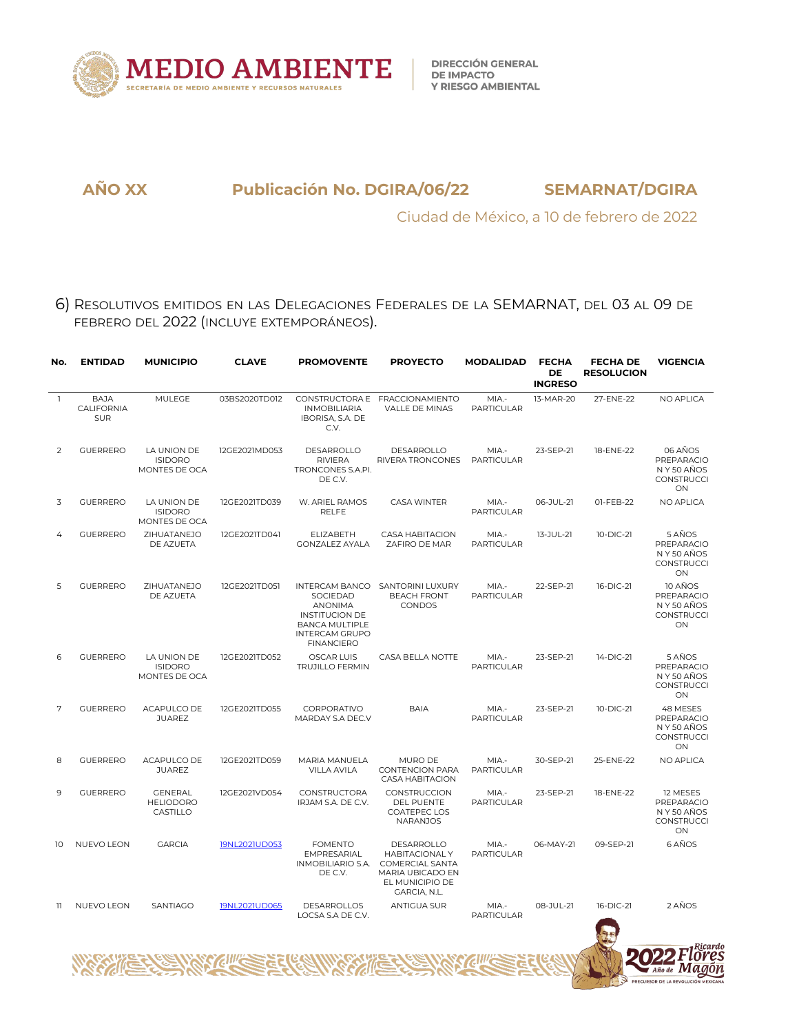**AÑO XX** **Publicación No. DGIRA/06/22** **SEMARNAT/DGIRA**

Ciudad de México, a 10 de febrero de 2022

6) RESOLUTIVOS EMITIDOS EN LAS DELEGACIONES FEDERALES DE LA SEMARNAT, DEL 03 AL 09 DE FEBRERO DEL 2022 (INCLUYE EXTEMPORÁNEOS).

| No. | ENTIDAD | MUNICIPIO | CLAVE | PROMOVENTE | PROYECTO | MODALIDAD | FECHA DE INGRESO | FECHA DE RESOLUCION | VIGENCIA |
|---|---|---|---|---|---|---|---|---|---|
| 1 | BAJA CALIFORNIA SUR | MULEGE | 03BS2020TD012 | CONSTRUCTORA E INMOBILIARIA IBORISA, S.A. DE C.V. | FRACCIONAMIENTO VALLE DE MINAS | MIA.-PARTICULAR | 13-MAR-20 | 27-ENE-22 | NO APLICA |
| 2 | GUERRERO | LA UNION DE ISIDORO MONTES DE OCA | 12GE2021MD053 | DESARROLLO RIVIERA TRONCONES S.A.PI. DE C.V. | DESARROLLO RIVERA TRONCONES | MIA.-PARTICULAR | 23-SEP-21 | 18-ENE-22 | 06 AÑOS PREPARACION Y 50 AÑOS CONSTRUCCION |
| 3 | GUERRERO | LA UNION DE ISIDORO MONTES DE OCA | 12GE2021TD039 | W. ARIEL RAMOS RELFE | CASA WINTER | MIA.-PARTICULAR | 06-JUL-21 | 01-FEB-22 | NO APLICA |
| 4 | GUERRERO | ZIHUATANEJO DE AZUETA | 12GE2021TD041 | ELIZABETH GONZALEZ AYALA | CASA HABITACION ZAFIRO DE MAR | MIA.-PARTICULAR | 13-JUL-21 | 10-DIC-21 | 5 AÑOS PREPARACION Y 50 AÑOS CONSTRUCCION |
| 5 | GUERRERO | ZIHUATANEJO DE AZUETA | 12GE2021TD051 | INTERCAM BANCO SOCIEDAD ANONIMA INSTITUCION DE BANCA MULTIPLE INTERCAM GRUPO FINANCIERO | SANTORINI LUXURY BEACH FRONT CONDOS | MIA.-PARTICULAR | 22-SEP-21 | 16-DIC-21 | 10 AÑOS PREPARACION Y 50 AÑOS CONSTRUCCION |
| 6 | GUERRERO | LA UNION DE ISIDORO MONTES DE OCA | 12GE2021TD052 | OSCAR LUIS TRUJILLO FERMIN | CASA BELLA NOTTE | MIA.-PARTICULAR | 23-SEP-21 | 14-DIC-21 | 5 AÑOS PREPARACION Y 50 AÑOS CONSTRUCCION |
| 7 | GUERRERO | ACAPULCO DE JUAREZ | 12GE2021TD055 | CORPORATIVO MARDAY S.A DE.C.V | BAIA | MIA.-PARTICULAR | 23-SEP-21 | 10-DIC-21 | 48 MESES PREPARACION Y 50 AÑOS CONSTRUCCION |
| 8 | GUERRERO | ACAPULCO DE JUAREZ | 12GE2021TD059 | MARIA MANUELA VILLA AVILA | MURO DE CONTENCION PARA CASA HABITACION | MIA.-PARTICULAR | 30-SEP-21 | 25-ENE-22 | NO APLICA |
| 9 | GUERRERO | GENERAL HELIODORO CASTILLO | 12GE2021VD054 | CONSTRUCTORA IRJAM S.A. DE C.V. | CONSTRUCCION DEL PUENTE COATEPEC LOS NARANJOS | MIA.-PARTICULAR | 23-SEP-21 | 18-ENE-22 | 12 MESES PREPARACION Y 50 AÑOS CONSTRUCCION |
| 10 | NUEVO LEON | GARCIA | 19NL2021UD053 | FOMENTO EMPRESARIAL INMOBILIARIO S.A. DE C.V. | DESARROLLO HABITACIONAL Y COMERCIAL SANTA MARIA UBICADO EN EL MUNICIPIO DE GARCIA, N.L. | MIA.-PARTICULAR | 06-MAY-21 | 09-SEP-21 | 6 AÑOS |
| 11 | NUEVO LEON | SANTIAGO | 19NL2021UD065 | DESARROLLOS LOCSA S.A DE C.V. | ANTIGUA SUR | MIA.-PARTICULAR | 08-JUL-21 | 16-DIC-21 | 2 AÑOS |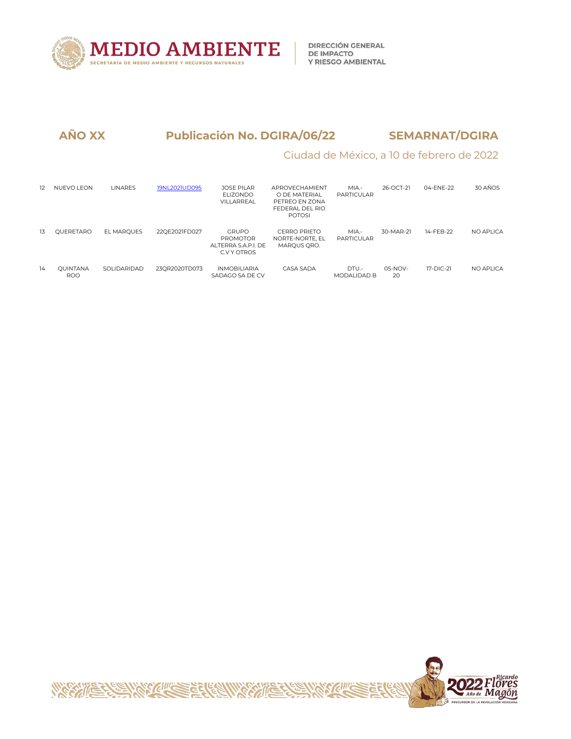**AÑO XX** **Publicación No. DGIRA/06/22** **SEMARNAT/DGIRA**

Ciudad de México, a 10 de febrero de 2022

| | | | | | | | | | |
|---|---|---|---|---|---|---|---|---|---|
| 12 | NUEVO LEON | LINARES | 19NL2021UD095 | JOSE PILAR ELIZONDO VILLARREAL | APROVECHAMIENTO DE MATERIAL PETREO EN ZONA FEDERAL DEL RIO POTOSI | MIA.- PARTICULAR | 26-OCT-21 | 04-ENE-22 | 30 AÑOS |
| 13 | QUERETARO | EL MARQUES | 22QE2021FD027 | GRUPO PROMOTOR ALTERRA S.A.P.I. DE C.V Y OTROS | CERRO PRIETO NORTE-NORTE, EL MARQUS QRO. | MIA.- PARTICULAR | 30-MAR-21 | 14-FEB-22 | NO APLICA |
| 14 | QUINTANA ROO | SOLIDARIDAD | 23QR2020TD073 | INMOBILIARIA SADAGO SA DE CV | CASA SADA | DTU.- MODALIDAD B | 05-NOV-20 | 17-DIC-21 | NO APLICA |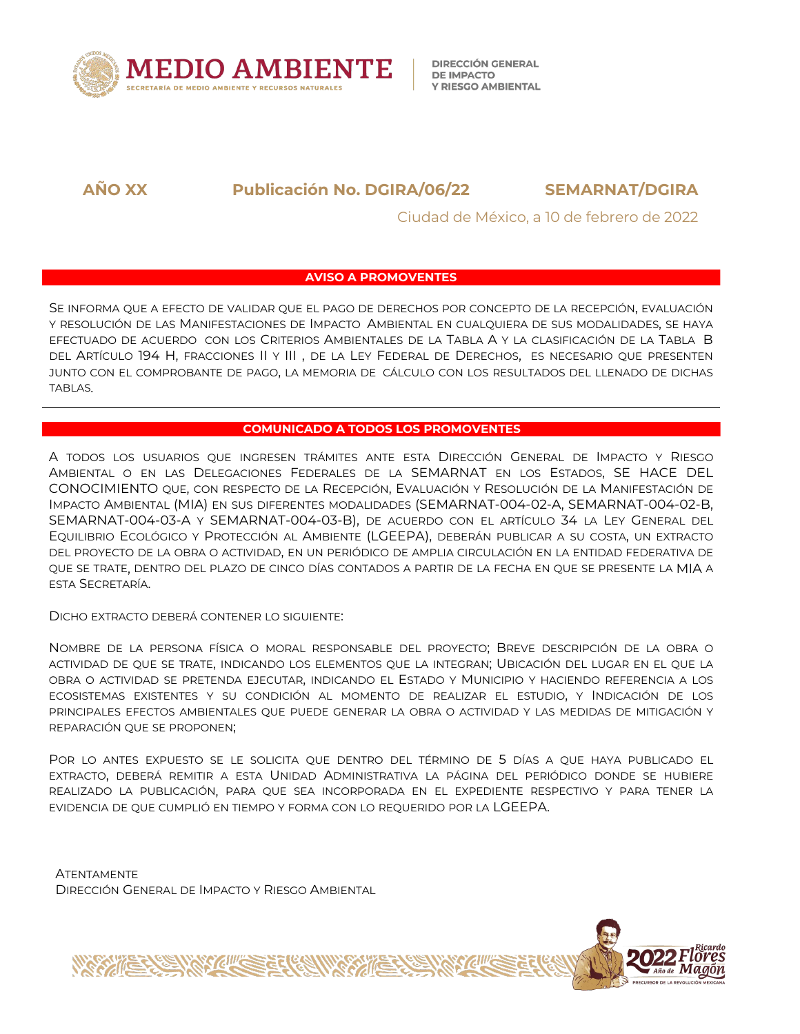**AÑO XX** **Publicación No. DGIRA/06/22** **SEMARNAT/DGIRA**

Ciudad de México, a 10 de febrero de 2022

## AVISO A PROMOVENTES

Se informa que a efecto de validar que el pago de derechos por concepto de la recepción, evaluación y resolución de las Manifestaciones de Impacto Ambiental en cualquiera de sus modalidades, se haya efectuado de acuerdo con los Criterios Ambientales de la Tabla A y la clasificación de la Tabla B del Artículo 194 H, fracciones II y III , de la Ley Federal de Derechos, es necesario que presenten junto con el comprobante de pago, la memoria de cálculo con los resultados del llenado de dichas tablas.

## COMUNICADO A TODOS LOS PROMOVENTES

A todos los usuarios que ingresen trámites ante esta Dirección General de Impacto y Riesgo Ambiental o en las Delegaciones Federales de la SEMARNAT en los Estados, SE HACE DEL CONOCIMIENTO que, con respecto de la Recepción, Evaluación y Resolución de la Manifestación de Impacto Ambiental (MIA) en sus diferentes modalidades (SEMARNAT-004-02-A, SEMARNAT-004-02-B, SEMARNAT-004-03-A y SEMARNAT-004-03-B), de acuerdo con el artículo 34 la Ley General del Equilibrio Ecológico y Protección al Ambiente (LGEEPA), deberán publicar a su costa, un extracto del proyecto de la obra o actividad, en un periódico de amplia circulación en la entidad federativa de que se trate, dentro del plazo de cinco días contados a partir de la fecha en que se presente la MIA a esta Secretaría.

Dicho extracto deberá contener lo siguiente:

Nombre de la persona física o moral responsable del proyecto; Breve descripción de la obra o actividad de que se trate, indicando los elementos que la integran; Ubicación del lugar en el que la obra o actividad se pretenda ejecutar, indicando el Estado y Municipio y haciendo referencia a los ecosistemas existentes y su condición al momento de realizar el estudio, y Indicación de los principales efectos ambientales que puede generar la obra o actividad y las medidas de mitigación y reparación que se proponen;

Por lo antes expuesto se le solicita que dentro del término de 5 días a que haya publicado el extracto, deberá remitir a esta Unidad Administrativa la página del periódico donde se hubiere realizado la publicación, para que sea incorporada en el expediente respectivo y para tener la evidencia de que cumplió en tiempo y forma con lo requerido por la LGEEPA.

Atentamente
Dirección General de Impacto y Riesgo Ambiental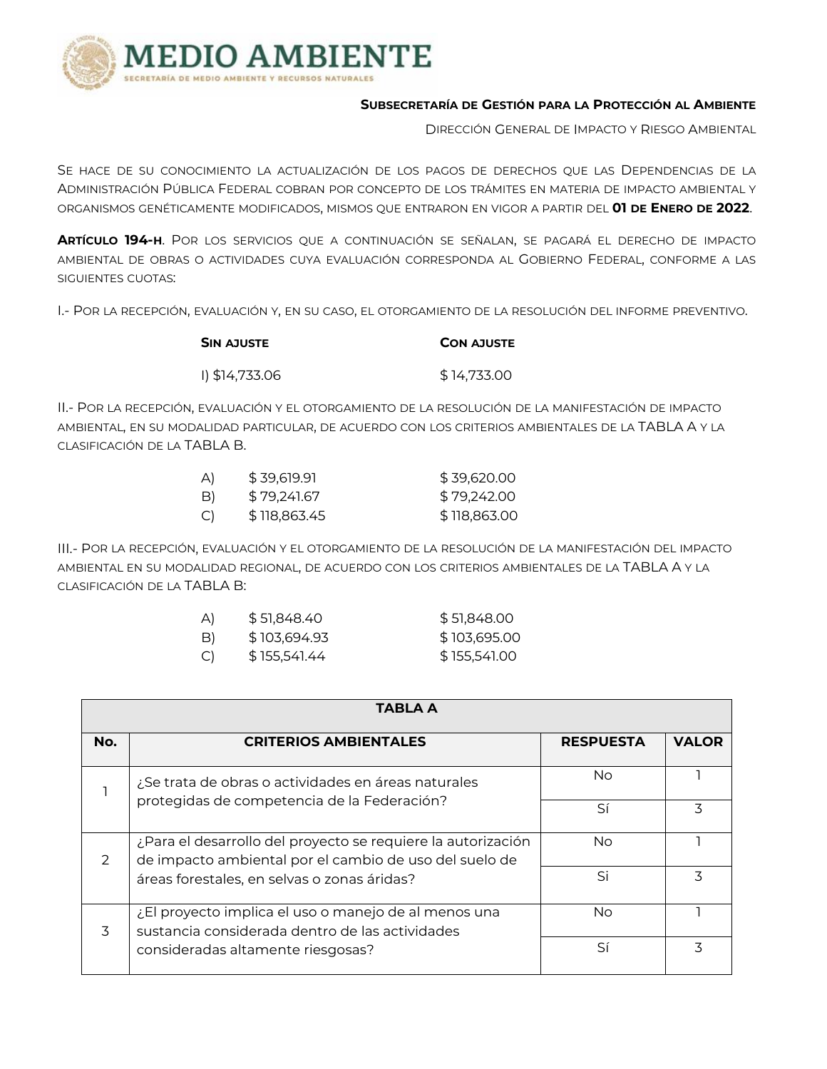**Subsecretaría de Gestión para la Protección al Ambiente**

Dirección General de Impacto y Riesgo Ambiental

Se hace de su conocimiento la actualización de los pagos de derechos que las Dependencias de la Administración Pública Federal cobran por concepto de los trámites en materia de impacto ambiental y organismos genéticamente modificados, mismos que entraron en vigor a partir del **01 de Enero de 2022**.

**Artículo 194-h**. Por los servicios que a continuación se señalan, se pagará el derecho de impacto ambiental de obras o actividades cuya evaluación corresponda al Gobierno Federal, conforme a las siguientes cuotas:

I.- Por la recepción, evaluación y, en su caso, el otorgamiento de la resolución del informe preventivo.

| **Sin ajuste** | **Con ajuste** |
|---|---|
| I) $14,733.06 | $ 14,733.00 |

II.- Por la recepción, evaluación y el otorgamiento de la resolución de la manifestación de impacto ambiental, en su modalidad particular, de acuerdo con los criterios ambientales de la TABLA A y la clasificación de la TABLA B.

| | Sin ajuste | Con ajuste |
|---|---|---|
| A) | $ 39,619.91 | $ 39,620.00 |
| B) | $ 79,241.67 | $ 79,242.00 |
| C) | $ 118,863.45 | $ 118,863.00 |

III.- Por la recepción, evaluación y el otorgamiento de la resolución de la manifestación del impacto ambiental en su modalidad regional, de acuerdo con los criterios ambientales de la TABLA A y la clasificación de la TABLA B:

| | Sin ajuste | Con ajuste |
|---|---|---|
| A) | $ 51,848.40 | $ 51,848.00 |
| B) | $ 103,694.93 | $ 103,695.00 |
| C) | $ 155,541.44 | $ 155,541.00 |

| TABLA A | | | |
|---|---|---|---|
| **No.** | **CRITERIOS AMBIENTALES** | **RESPUESTA** | **VALOR** |
| 1 | ¿Se trata de obras o actividades en áreas naturales protegidas de competencia de la Federación? | No | 1 |
| | | Sí | 3 |
| 2 | ¿Para el desarrollo del proyecto se requiere la autorización de impacto ambiental por el cambio de uso del suelo de áreas forestales, en selvas o zonas áridas? | No | 1 |
| | | Si | 3 |
| 3 | ¿El proyecto implica el uso o manejo de al menos una sustancia considerada dentro de las actividades consideradas altamente riesgosas? | No | 1 |
| | | Sí | 3 |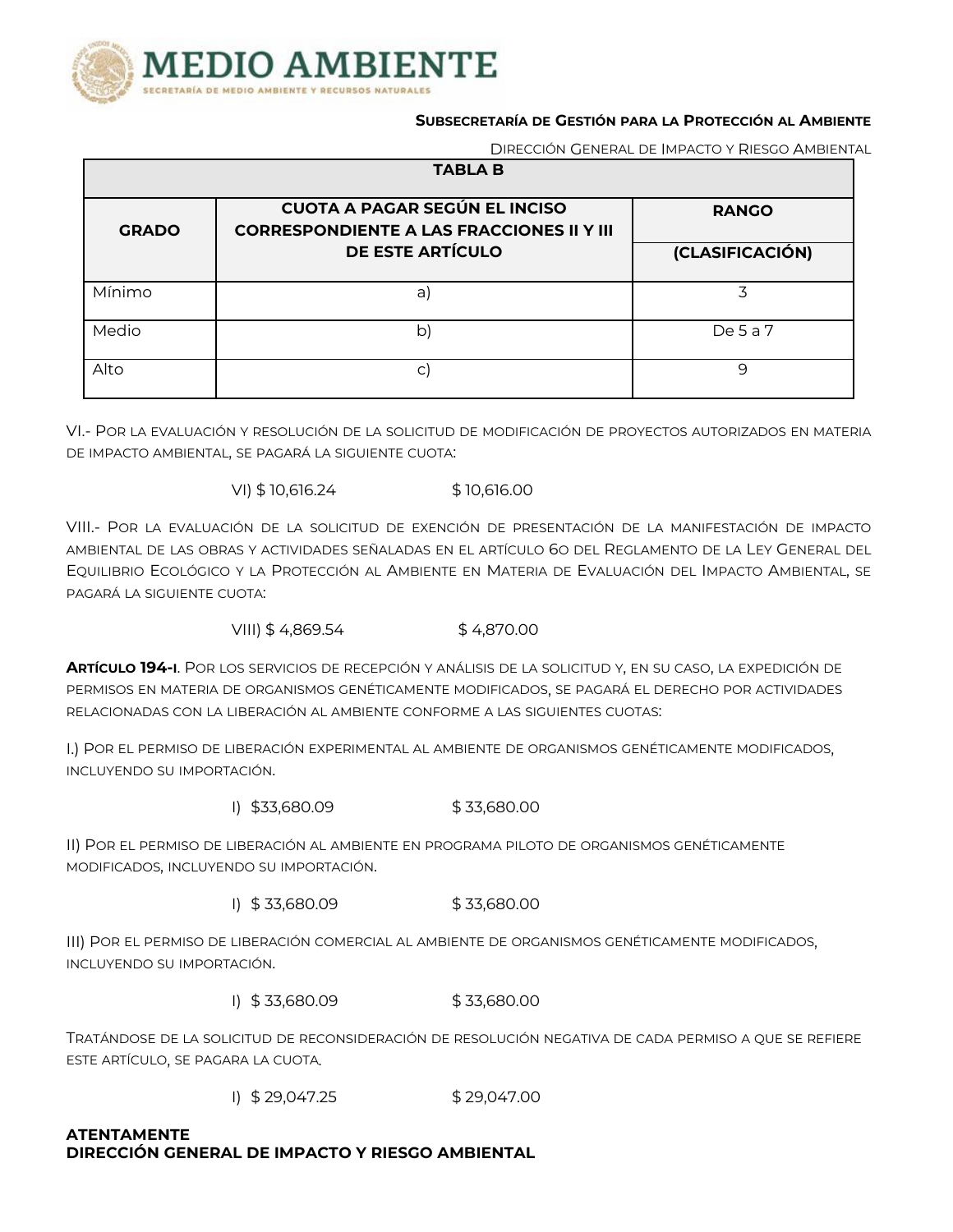| TABLA B | | |
|---|---|---|
| **GRADO** | **CUOTA A PAGAR SEGÚN EL INCISO CORRESPONDIENTE A LAS FRACCIONES II Y III DE ESTE ARTÍCULO** | **RANGO (CLASIFICACIÓN)** |
| Mínimo | a) | 3 |
| Medio | b) | De 5 a 7 |
| Alto | c) | 9 |

VI.- Por la evaluación y resolución de la solicitud de modificación de proyectos autorizados en materia de impacto ambiental, se pagará la siguiente cuota:

VI) $ 10,616.24 $ 10,616.00

VIII.- Por la evaluación de la solicitud de exención de presentación de la manifestación de impacto ambiental de las obras y actividades señaladas en el artículo 6o del Reglamento de la Ley General del Equilibrio Ecológico y la Protección al Ambiente en Materia de Evaluación del Impacto Ambiental, se pagará la siguiente cuota:

VIII) $ 4,869.54 $ 4,870.00

**Artículo 194-I**. Por los servicios de recepción y análisis de la solicitud y, en su caso, la expedición de permisos en materia de organismos genéticamente modificados, se pagará el derecho por actividades relacionadas con la liberación al ambiente conforme a las siguientes cuotas:

I.) Por el permiso de liberación experimental al ambiente de organismos genéticamente modificados, incluyendo su importación.

I) $33,680.09 $ 33,680.00

II) Por el permiso de liberación al ambiente en programa piloto de organismos genéticamente modificados, incluyendo su importación.

I) $ 33,680.09 $ 33,680.00

III) Por el permiso de liberación comercial al ambiente de organismos genéticamente modificados, incluyendo su importación.

I) $ 33,680.09 $ 33,680.00

Tratándose de la solicitud de reconsideración de resolución negativa de cada permiso a que se refiere este artículo, se pagara la cuota.

I) $ 29,047.25 $ 29,047.00

**ATENTAMENTE**
**DIRECCIÓN GENERAL DE IMPACTO Y RIESGO AMBIENTAL**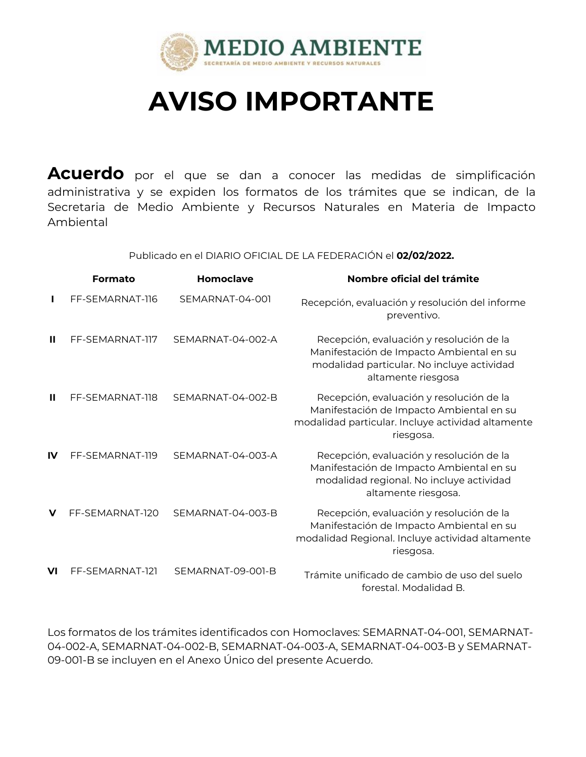MEDIO AMBIENTE
SECRETARÍA DE MEDIO AMBIENTE Y RECURSOS NATURALES

# AVISO IMPORTANTE

**Acuerdo** por el que se dan a conocer las medidas de simplificación administrativa y se expiden los formatos de los trámites que se indican, de la Secretaria de Medio Ambiente y Recursos Naturales en Materia de Impacto Ambiental

Publicado en el DIARIO OFICIAL DE LA FEDERACIÓN el **02/02/2022.**

| | Formato | Homoclave | Nombre oficial del trámite |
|---|---|---|---|
| **I** | FF-SEMARNAT-116 | SEMARNAT-04-001 | Recepción, evaluación y resolución del informe preventivo. |
| **II** | FF-SEMARNAT-117 | SEMARNAT-04-002-A | Recepción, evaluación y resolución de la Manifestación de Impacto Ambiental en su modalidad particular. No incluye actividad altamente riesgosa |
| **II** | FF-SEMARNAT-118 | SEMARNAT-04-002-B | Recepción, evaluación y resolución de la Manifestación de Impacto Ambiental en su modalidad particular. Incluye actividad altamente riesgosa. |
| **IV** | FF-SEMARNAT-119 | SEMARNAT-04-003-A | Recepción, evaluación y resolución de la Manifestación de Impacto Ambiental en su modalidad regional. No incluye actividad altamente riesgosa. |
| **V** | FF-SEMARNAT-120 | SEMARNAT-04-003-B | Recepción, evaluación y resolución de la Manifestación de Impacto Ambiental en su modalidad Regional. Incluye actividad altamente riesgosa. |
| **VI** | FF-SEMARNAT-121 | SEMARNAT-09-001-B | Trámite unificado de cambio de uso del suelo forestal. Modalidad B. |

Los formatos de los trámites identificados con Homoclaves: SEMARNAT-04-001, SEMARNAT-04-002-A, SEMARNAT-04-002-B, SEMARNAT-04-003-A, SEMARNAT-04-003-B y SEMARNAT-09-001-B se incluyen en el Anexo Único del presente Acuerdo.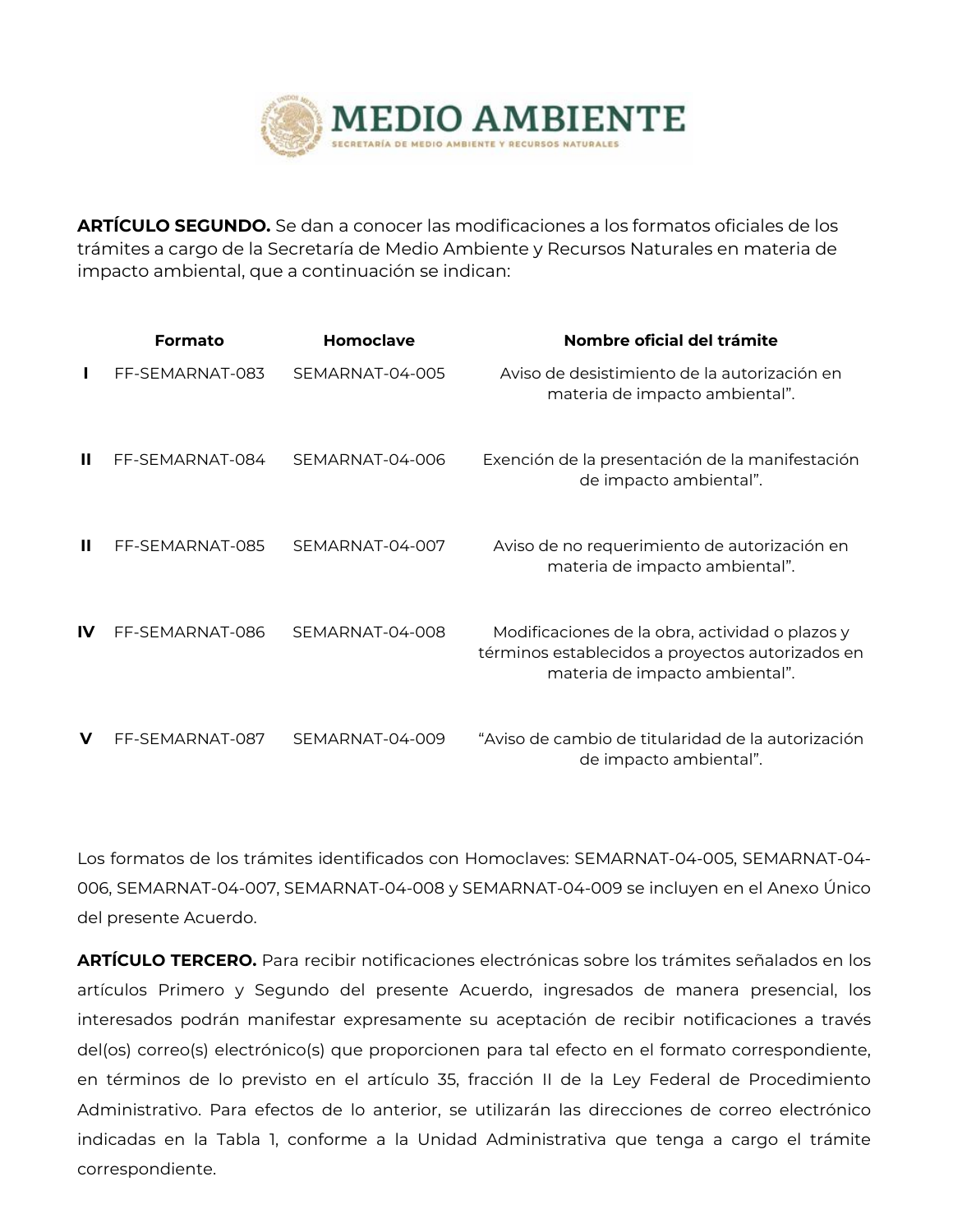**ARTÍCULO SEGUNDO.** Se dan a conocer las modificaciones a los formatos oficiales de los trámites a cargo de la Secretaría de Medio Ambiente y Recursos Naturales en materia de impacto ambiental, que a continuación se indican:

| | Formato | Homoclave | Nombre oficial del trámite |
|---|---|---|---|
| **I** | FF-SEMARNAT-083 | SEMARNAT-04-005 | Aviso de desistimiento de la autorización en materia de impacto ambiental". |
| **II** | FF-SEMARNAT-084 | SEMARNAT-04-006 | Exención de la presentación de la manifestación de impacto ambiental". |
| **II** | FF-SEMARNAT-085 | SEMARNAT-04-007 | Aviso de no requerimiento de autorización en materia de impacto ambiental". |
| **IV** | FF-SEMARNAT-086 | SEMARNAT-04-008 | Modificaciones de la obra, actividad o plazos y términos establecidos a proyectos autorizados en materia de impacto ambiental". |
| **V** | FF-SEMARNAT-087 | SEMARNAT-04-009 | "Aviso de cambio de titularidad de la autorización de impacto ambiental". |

Los formatos de los trámites identificados con Homoclaves: SEMARNAT-04-005, SEMARNAT-04-006, SEMARNAT-04-007, SEMARNAT-04-008 y SEMARNAT-04-009 se incluyen en el Anexo Único del presente Acuerdo.

**ARTÍCULO TERCERO.** Para recibir notificaciones electrónicas sobre los trámites señalados en los artículos Primero y Segundo del presente Acuerdo, ingresados de manera presencial, los interesados podrán manifestar expresamente su aceptación de recibir notificaciones a través del(os) correo(s) electrónico(s) que proporcionen para tal efecto en el formato correspondiente, en términos de lo previsto en el artículo 35, fracción II de la Ley Federal de Procedimiento Administrativo. Para efectos de lo anterior, se utilizarán las direcciones de correo electrónico indicadas en la Tabla 1, conforme a la Unidad Administrativa que tenga a cargo el trámite correspondiente.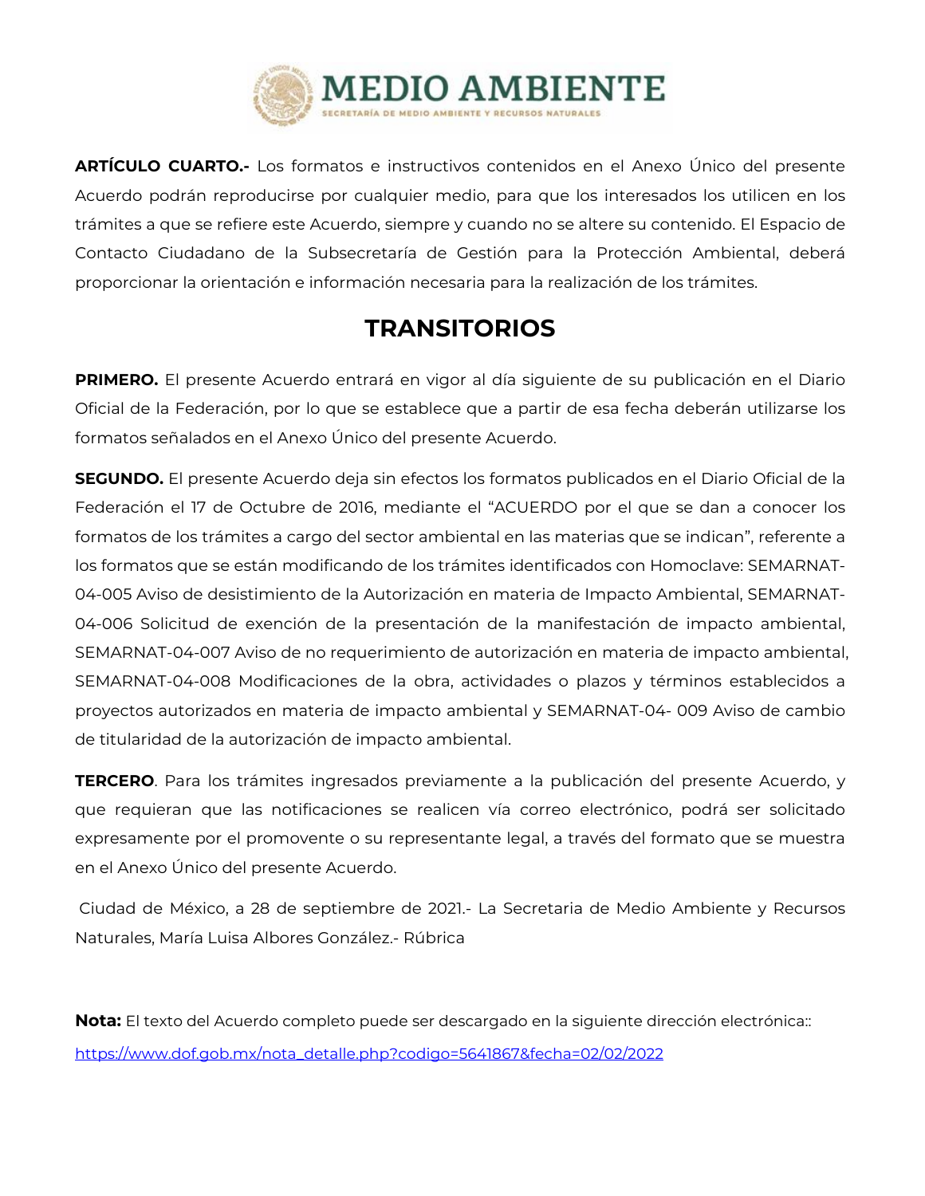**ARTÍCULO CUARTO.-** Los formatos e instructivos contenidos en el Anexo Único del presente Acuerdo podrán reproducirse por cualquier medio, para que los interesados los utilicen en los trámites a que se refiere este Acuerdo, siempre y cuando no se altere su contenido. El Espacio de Contacto Ciudadano de la Subsecretaría de Gestión para la Protección Ambiental, deberá proporcionar la orientación e información necesaria para la realización de los trámites.

## TRANSITORIOS

**PRIMERO.** El presente Acuerdo entrará en vigor al día siguiente de su publicación en el Diario Oficial de la Federación, por lo que se establece que a partir de esa fecha deberán utilizarse los formatos señalados en el Anexo Único del presente Acuerdo.

**SEGUNDO.** El presente Acuerdo deja sin efectos los formatos publicados en el Diario Oficial de la Federación el 17 de Octubre de 2016, mediante el "ACUERDO por el que se dan a conocer los formatos de los trámites a cargo del sector ambiental en las materias que se indican", referente a los formatos que se están modificando de los trámites identificados con Homoclave: SEMARNAT-04-005 Aviso de desistimiento de la Autorización en materia de Impacto Ambiental, SEMARNAT-04-006 Solicitud de exención de la presentación de la manifestación de impacto ambiental, SEMARNAT-04-007 Aviso de no requerimiento de autorización en materia de impacto ambiental, SEMARNAT-04-008 Modificaciones de la obra, actividades o plazos y términos establecidos a proyectos autorizados en materia de impacto ambiental y SEMARNAT-04- 009 Aviso de cambio de titularidad de la autorización de impacto ambiental.

**TERCERO**. Para los trámites ingresados previamente a la publicación del presente Acuerdo, y que requieran que las notificaciones se realicen vía correo electrónico, podrá ser solicitado expresamente por el promovente o su representante legal, a través del formato que se muestra en el Anexo Único del presente Acuerdo.

Ciudad de México, a 28 de septiembre de 2021.- La Secretaria de Medio Ambiente y Recursos Naturales, María Luisa Albores González.- Rúbrica

**Nota:** El texto del Acuerdo completo puede ser descargado en la siguiente dirección electrónica::
https://www.dof.gob.mx/nota_detalle.php?codigo=5641867&fecha=02/02/2022